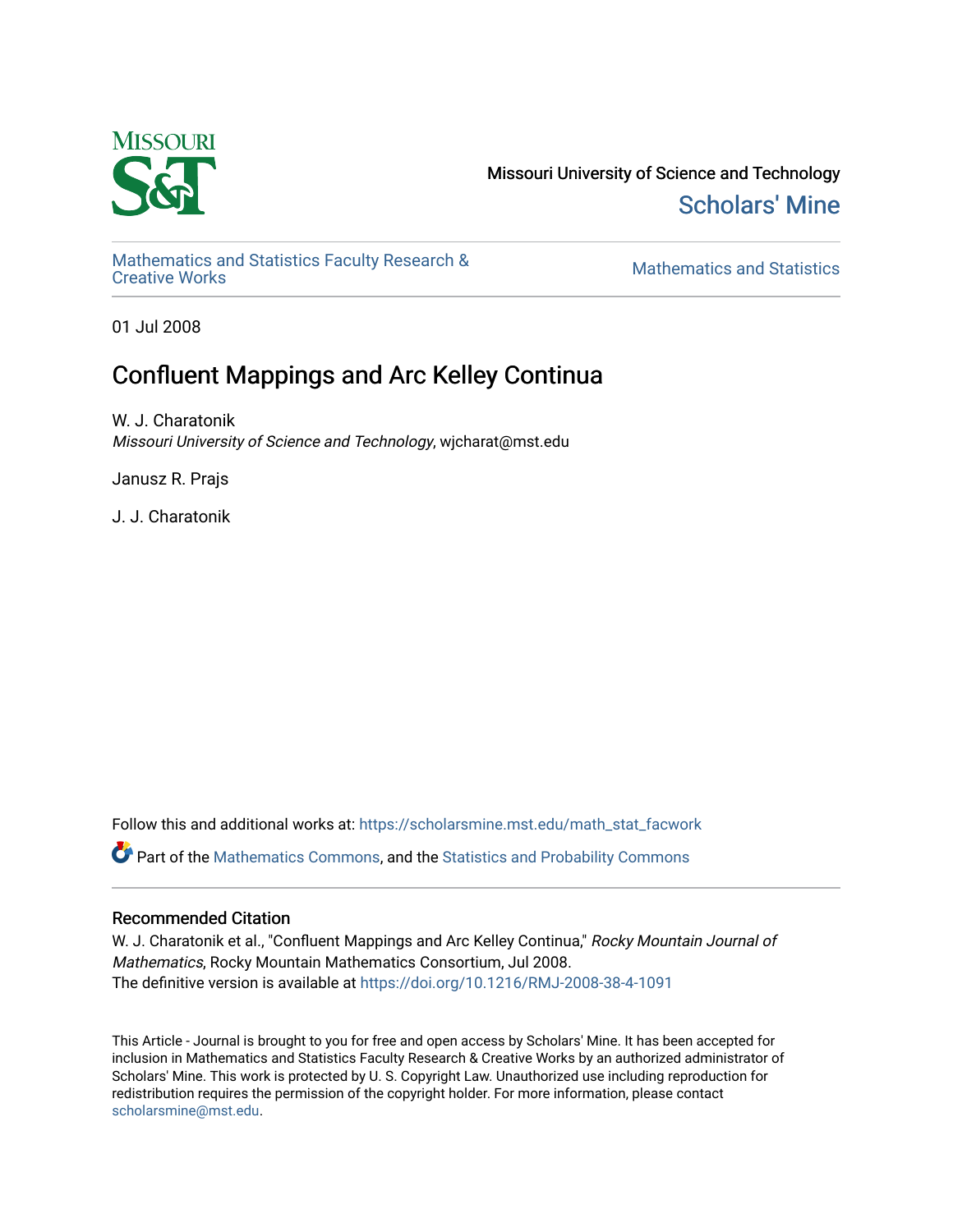Missouri University of Science and Technology

Scholars' Mine

Mathematics and Statistics Faculty Research & Creative Works

Mathematics and Statistics

01 Jul 2008

# Confluent Mappings and Arc Kelley Continua

W. J. Charatonik
*Missouri University of Science and Technology*, wjcharat@mst.edu

Janusz R. Prajs

J. J. Charatonik

Follow this and additional works at: https://scholarsmine.mst.edu/math_stat_facwork

Part of the Mathematics Commons, and the Statistics and Probability Commons

## Recommended Citation

W. J. Charatonik et al., "Confluent Mappings and Arc Kelley Continua," *Rocky Mountain Journal of Mathematics*, Rocky Mountain Mathematics Consortium, Jul 2008.
The definitive version is available at https://doi.org/10.1216/RMJ-2008-38-4-1091

This Article - Journal is brought to you for free and open access by Scholars' Mine. It has been accepted for inclusion in Mathematics and Statistics Faculty Research & Creative Works by an authorized administrator of Scholars' Mine. This work is protected by U. S. Copyright Law. Unauthorized use including reproduction for redistribution requires the permission of the copyright holder. For more information, please contact scholarsmine@mst.edu.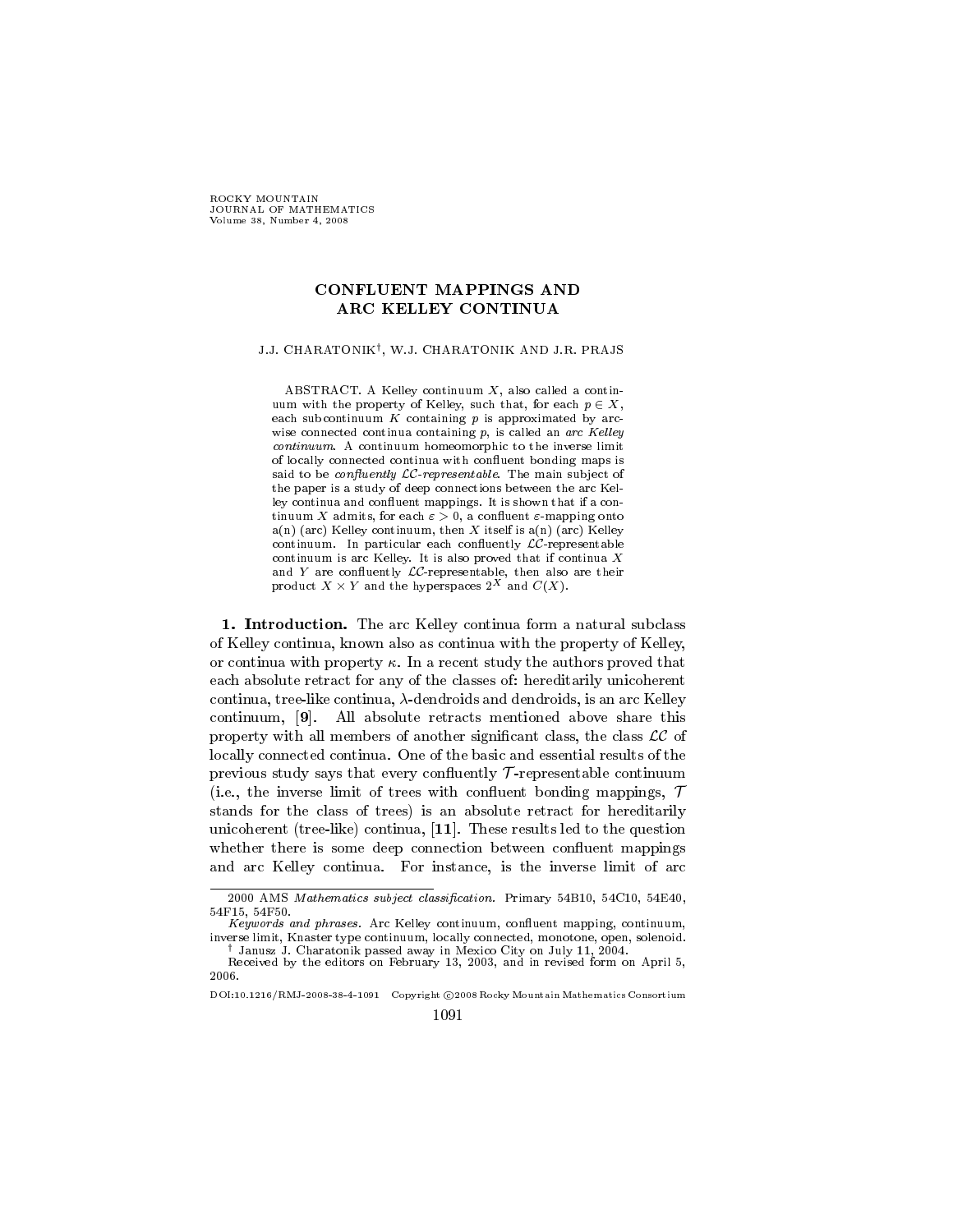# CONFLUENT MAPPINGS AND ARC KELLEY CONTINUA

J.J. CHARATONIK[†], W.J. CHARATONIK AND J.R. PRAJS

ABSTRACT. A Kelley continuum $X$, also called a continuum with the property of Kelley, such that, for each $p \in X$, each subcontinuum $K$ containing $p$ is approximated by arcwise connected continua containing $p$, is called an *arc Kelley continuum*. A continuum homeomorphic to the inverse limit of locally connected continua with confluent bonding maps is said to be *confluently $\mathcal{LC}$-representable*. The main subject of the paper is a study of deep connections between the arc Kelley continua and confluent mappings. It is shown that if a continuum $X$ admits, for each $\varepsilon > 0$, a confluent $\varepsilon$-mapping onto a(n) (arc) Kelley continuum, then $X$ itself is a(n) (arc) Kelley continuum. In particular each confluently $\mathcal{LC}$-representable continuum is arc Kelley. It is also proved that if continua $X$ and $Y$ are confluently $\mathcal{LC}$-representable, then also are their product $X \times Y$ and the hyperspaces $2^X$ and $C(X)$.

**1. Introduction.** The arc Kelley continua form a natural subclass of Kelley continua, known also as continua with the property of Kelley, or continua with property $\kappa$. In a recent study the authors proved that each absolute retract for any of the classes of: hereditarily unicoherent continua, tree-like continua, $\lambda$-dendroids and dendroids, is an arc Kelley continuum, [**9**]. All absolute retracts mentioned above share this property with all members of another significant class, the class $\mathcal{LC}$ of locally connected continua. One of the basic and essential results of the previous study says that every confluently $\mathcal{T}$-representable continuum (i.e., the inverse limit of trees with confluent bonding mappings, $\mathcal{T}$ stands for the class of trees) is an absolute retract for hereditarily unicoherent (tree-like) continua, [**11**]. These results led to the question whether there is some deep connection between confluent mappings and arc Kelley continua. For instance, is the inverse limit of arc

---

2000 AMS *Mathematics subject classification.* Primary 54B10, 54C10, 54E40, 54F15, 54F50.

*Keywords and phrases.* Arc Kelley continuum, confluent mapping, continuum, inverse limit, Knaster type continuum, locally connected, monotone, open, solenoid.

[†] Janusz J. Charatonik passed away in Mexico City on July 11, 2004.

Received by the editors on February 13, 2003, and in revised form on April 5, 2006.

DOI:10.1216/RMJ-2008-38-4-1091 Copyright ©2008 Rocky Mountain Mathematics Consortium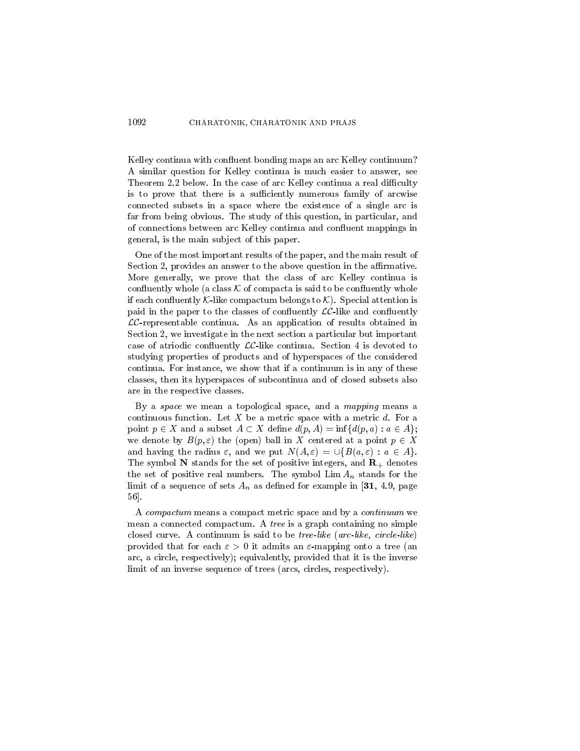Kelley continua with confluent bonding maps an arc Kelley continuum? A similar question for Kelley continua is much easier to answer, see Theorem 2.2 below. In the case of arc Kelley continua a real difficulty is to prove that there is a sufficiently numerous family of arcwise connected subsets in a space where the existence of a single arc is far from being obvious. The study of this question, in particular, and of connections between arc Kelley continua and confluent mappings in general, is the main subject of this paper.

One of the most important results of the paper, and the main result of Section 2, provides an answer to the above question in the affirmative. More generally, we prove that the class of arc Kelley continua is confluently whole (a class $\mathcal{K}$ of compacta is said to be confluently whole if each confluently $\mathcal{K}$-like compactum belongs to $\mathcal{K}$). Special attention is paid in the paper to the classes of confluently $\mathcal{LC}$-like and confluently $\mathcal{LC}$-representable continua. As an application of results obtained in Section 2, we investigate in the next section a particular but important case of atriodic confluently $\mathcal{LC}$-like continua. Section 4 is devoted to studying properties of products and of hyperspaces of the considered continua. For instance, we show that if a continuum is in any of these classes, then its hyperspaces of subcontinua and of closed subsets also are in the respective classes.

By a *space* we mean a topological space, and a *mapping* means a continuous function. Let $X$ be a metric space with a metric $d$. For a point $p \in X$ and a subset $A \subset X$ define $d(p, A) = \inf\{d(p, a) : a \in A\}$; we denote by $B(p, \varepsilon)$ the (open) ball in $X$ centered at a point $p \in X$ and having the radius $\varepsilon$, and we put $N(A, \varepsilon) = \cup\{B(a, \varepsilon) : a \in A\}$. The symbol $\mathbf{N}$ stands for the set of positive integers, and $\mathbf{R}_+$ denotes the set of positive real numbers. The symbol $\operatorname{Lim} A_n$ stands for the limit of a sequence of sets $A_n$ as defined for example in [**31**, 4.9, page 56].

A *compactum* means a compact metric space and by a *continuum* we mean a connected compactum. A *tree* is a graph containing no simple closed curve. A continuum is said to be *tree-like* (*arc-like, circle-like*) provided that for each $\varepsilon > 0$ it admits an $\varepsilon$-mapping onto a tree (an arc, a circle, respectively); equivalently, provided that it is the inverse limit of an inverse sequence of trees (arcs, circles, respectively).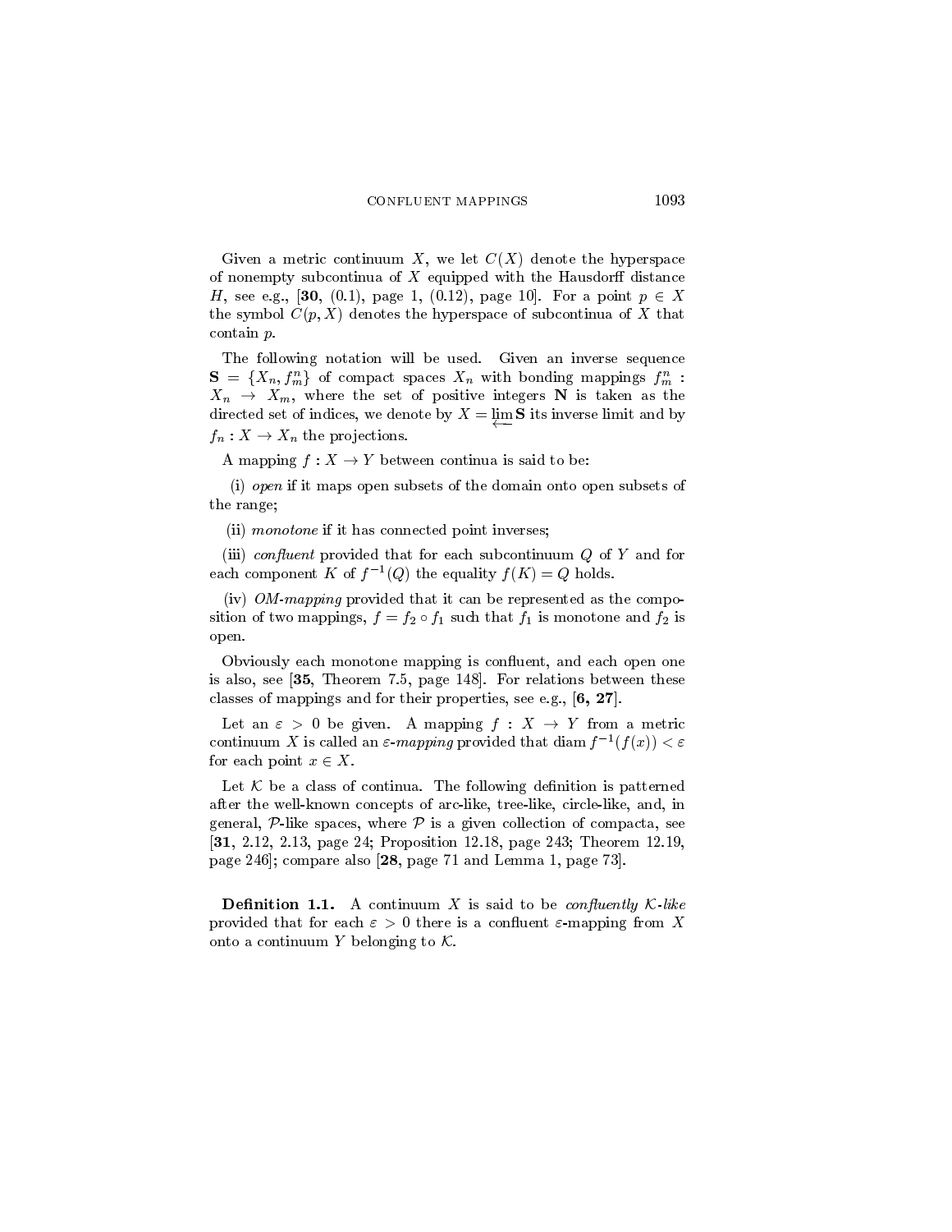Given a metric continuum $X$, we let $C(X)$ denote the hyperspace of nonempty subcontinua of $X$ equipped with the Hausdorff distance $H$, see e.g., [**30**, (0.1), page 1, (0.12), page 10]. For a point $p \in X$ the symbol $C(p, X)$ denotes the hyperspace of subcontinua of $X$ that contain $p$.

The following notation will be used. Given an inverse sequence $\mathbf{S} = \{X_n, f_m^n\}$ of compact spaces $X_n$ with bonding mappings $f_m^n : X_n \to X_m$, where the set of positive integers $\mathbf{N}$ is taken as the directed set of indices, we denote by $X = \varprojlim \mathbf{S}$ its inverse limit and by $f_n : X \to X_n$ the projections.

A mapping $f : X \to Y$ between continua is said to be:

(i) *open* if it maps open subsets of the domain onto open subsets of the range;

(ii) *monotone* if it has connected point inverses;

(iii) *confluent* provided that for each subcontinuum $Q$ of $Y$ and for each component $K$ of $f^{-1}(Q)$ the equality $f(K) = Q$ holds.

(iv) *OM-mapping* provided that it can be represented as the composition of two mappings, $f = f_2 \circ f_1$ such that $f_1$ is monotone and $f_2$ is open.

Obviously each monotone mapping is confluent, and each open one is also, see [**35**, Theorem 7.5, page 148]. For relations between these classes of mappings and for their properties, see e.g., [**6, 27**].

Let an $\varepsilon > 0$ be given. A mapping $f : X \to Y$ from a metric continuum $X$ is called an *$\varepsilon$-mapping* provided that $\operatorname{diam} f^{-1}(f(x)) < \varepsilon$ for each point $x \in X$.

Let $\mathcal{K}$ be a class of continua. The following definition is patterned after the well-known concepts of arc-like, tree-like, circle-like, and, in general, $\mathcal{P}$-like spaces, where $\mathcal{P}$ is a given collection of compacta, see [**31**, 2.12, 2.13, page 24; Proposition 12.18, page 243; Theorem 12.19, page 246]; compare also [**28**, page 71 and Lemma 1, page 73].

**Definition 1.1.** A continuum $X$ is said to be *confluently $\mathcal{K}$-like* provided that for each $\varepsilon > 0$ there is a confluent $\varepsilon$-mapping from $X$ onto a continuum $Y$ belonging to $\mathcal{K}$.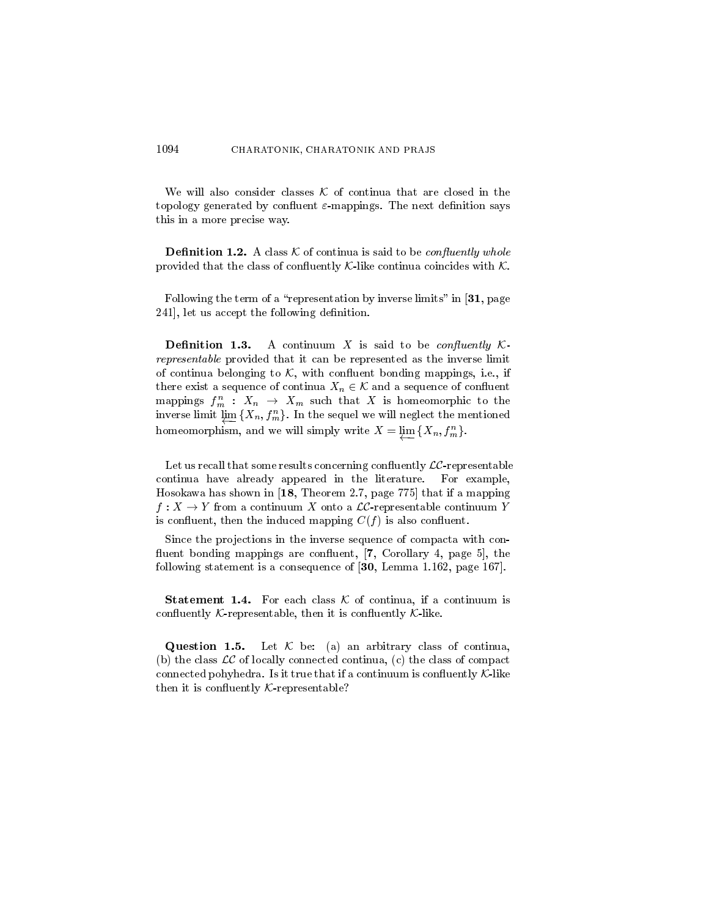We will also consider classes $\mathcal{K}$ of continua that are closed in the topology generated by confluent $\varepsilon$-mappings. The next definition says this in a more precise way.

**Definition 1.2.** A class $\mathcal{K}$ of continua is said to be *confluently whole* provided that the class of confluently $\mathcal{K}$-like continua coincides with $\mathcal{K}$.

Following the term of a "representation by inverse limits" in [**31**, page 241], let us accept the following definition.

**Definition 1.3.** A continuum $X$ is said to be *confluently $\mathcal{K}$-representable* provided that it can be represented as the inverse limit of continua belonging to $\mathcal{K}$, with confluent bonding mappings, i.e., if there exist a sequence of continua $X_n \in \mathcal{K}$ and a sequence of confluent mappings $f_m^n : X_n \to X_m$ such that $X$ is homeomorphic to the inverse limit $\varprojlim \{X_n, f_m^n\}$. In the sequel we will neglect the mentioned homeomorphism, and we will simply write $X = \varprojlim \{X_n, f_m^n\}$.

Let us recall that some results concerning confluently $\mathcal{LC}$-representable continua have already appeared in the literature. For example, Hosokawa has shown in [**18**, Theorem 2.7, page 775] that if a mapping $f : X \to Y$ from a continuum $X$ onto a $\mathcal{LC}$-representable continuum $Y$ is confluent, then the induced mapping $C(f)$ is also confluent.

Since the projections in the inverse sequence of compacta with confluent bonding mappings are confluent, [**7**, Corollary 4, page 5], the following statement is a consequence of [**30**, Lemma 1.162, page 167].

**Statement 1.4.** For each class $\mathcal{K}$ of continua, if a continuum is confluently $\mathcal{K}$-representable, then it is confluently $\mathcal{K}$-like.

**Question 1.5.** Let $\mathcal{K}$ be: (a) an arbitrary class of continua, (b) the class $\mathcal{LC}$ of locally connected continua, (c) the class of compact connected pohyhedra. Is it true that if a continuum is confluently $\mathcal{K}$-like then it is confluently $\mathcal{K}$-representable?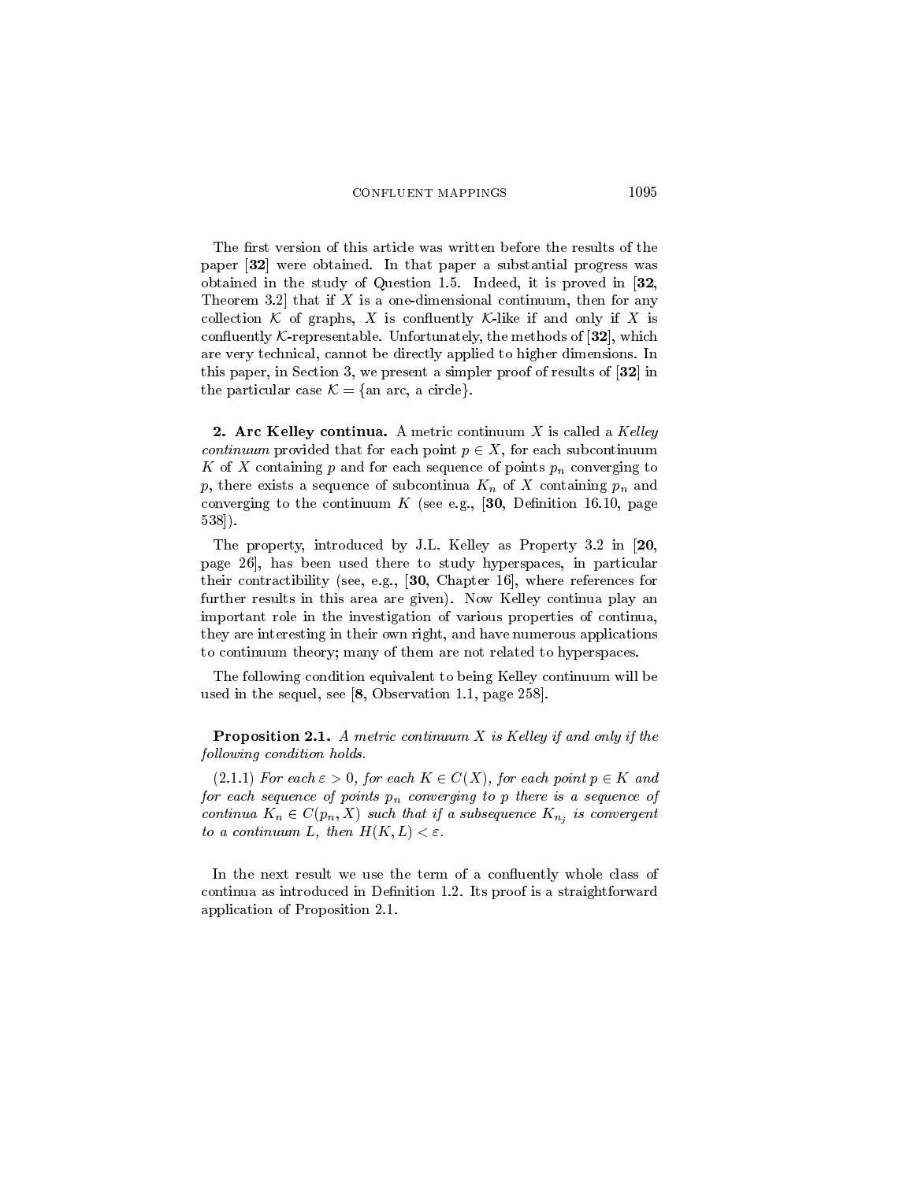The first version of this article was written before the results of the paper [**32**] were obtained. In that paper a substantial progress was obtained in the study of Question 1.5. Indeed, it is proved in [**32**, Theorem 3.2] that if $X$ is a one-dimensional continuum, then for any collection $\mathcal{K}$ of graphs, $X$ is confluently $\mathcal{K}$-like if and only if $X$ is confluently $\mathcal{K}$-representable. Unfortunately, the methods of [**32**], which are very technical, cannot be directly applied to higher dimensions. In this paper, in Section 3, we present a simpler proof of results of [**32**] in the particular case $\mathcal{K} = \{\text{an arc, a circle}\}$.

**2. Arc Kelley continua.** A metric continuum $X$ is called a *Kelley continuum* provided that for each point $p \in X$, for each subcontinuum $K$ of $X$ containing $p$ and for each sequence of points $p_n$ converging to $p$, there exists a sequence of subcontinua $K_n$ of $X$ containing $p_n$ and converging to the continuum $K$ (see e.g., [**30**, Definition 16.10, page 538]).

The property, introduced by J.L. Kelley as Property 3.2 in [**20**, page 26], has been used there to study hyperspaces, in particular their contractibility (see, e.g., [**30**, Chapter 16], where references for further results in this area are given). Now Kelley continua play an important role in the investigation of various properties of continua, they are interesting in their own right, and have numerous applications to continuum theory; many of them are not related to hyperspaces.

The following condition equivalent to being Kelley continuum will be used in the sequel, see [**8**, Observation 1.1, page 258].

**Proposition 2.1.** *A metric continuum $X$ is Kelley if and only if the following condition holds.*

(2.1.1) *For each $\varepsilon > 0$, for each $K \in C(X)$, for each point $p \in K$ and for each sequence of points $p_n$ converging to $p$ there is a sequence of continua $K_n \in C(p_n, X)$ such that if a subsequence $K_{n_j}$ is convergent to a continuum $L$, then $H(K, L) < \varepsilon$.*

In the next result we use the term of a confluently whole class of continua as introduced in Definition 1.2. Its proof is a straightforward application of Proposition 2.1.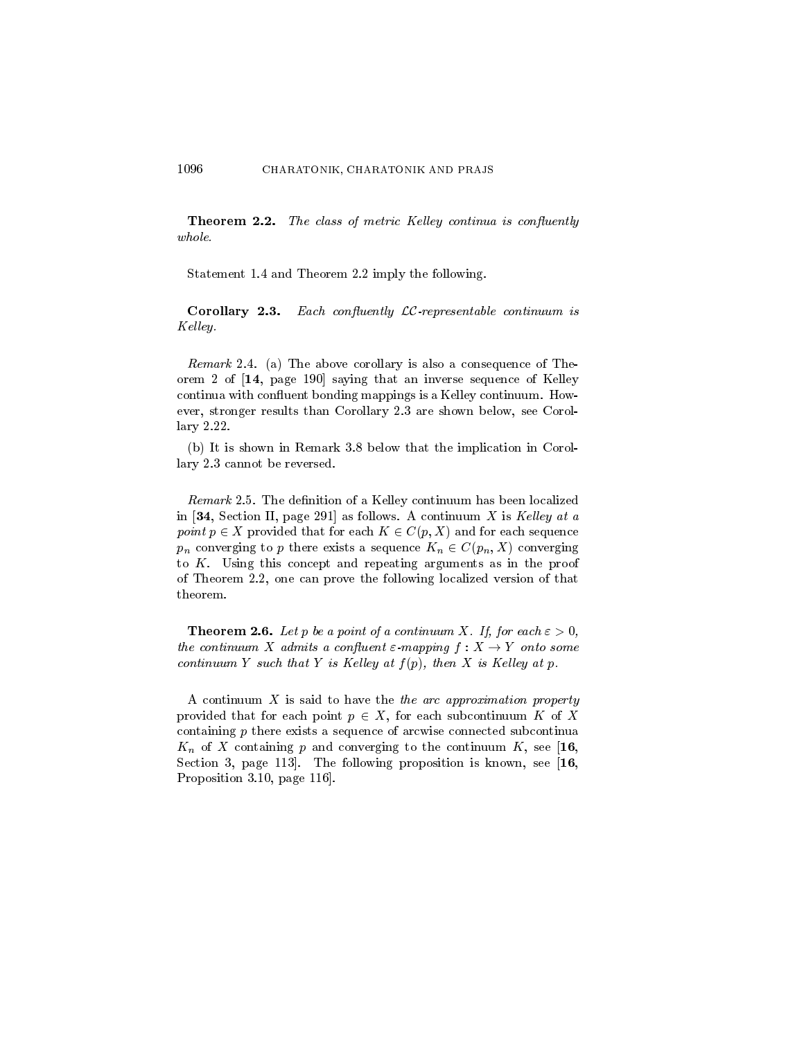**Theorem 2.2.** *The class of metric Kelley continua is confluently whole.*

Statement 1.4 and Theorem 2.2 imply the following.

**Corollary 2.3.** *Each confluently $\mathcal{LC}$-representable continuum is Kelley.*

*Remark* 2.4. (a) The above corollary is also a consequence of Theorem 2 of [**14**, page 190] saying that an inverse sequence of Kelley continua with confluent bonding mappings is a Kelley continuum. However, stronger results than Corollary 2.3 are shown below, see Corollary 2.22.

(b) It is shown in Remark 3.8 below that the implication in Corollary 2.3 cannot be reversed.

*Remark* 2.5. The definition of a Kelley continuum has been localized in [**34**, Section II, page 291] as follows. A continuum $X$ is *Kelley at a point* $p \in X$ provided that for each $K \in C(p, X)$ and for each sequence $p_n$ converging to $p$ there exists a sequence $K_n \in C(p_n, X)$ converging to $K$. Using this concept and repeating arguments as in the proof of Theorem 2.2, one can prove the following localized version of that theorem.

**Theorem 2.6.** *Let $p$ be a point of a continuum $X$. If, for each $\varepsilon > 0$, the continuum $X$ admits a confluent $\varepsilon$-mapping $f : X \to Y$ onto some continuum $Y$ such that $Y$ is Kelley at $f(p)$, then $X$ is Kelley at $p$.*

A continuum $X$ is said to have the *the arc approximation property* provided that for each point $p \in X$, for each subcontinuum $K$ of $X$ containing $p$ there exists a sequence of arcwise connected subcontinua $K_n$ of $X$ containing $p$ and converging to the continuum $K$, see [**16**, Section 3, page 113]. The following proposition is known, see [**16**, Proposition 3.10, page 116].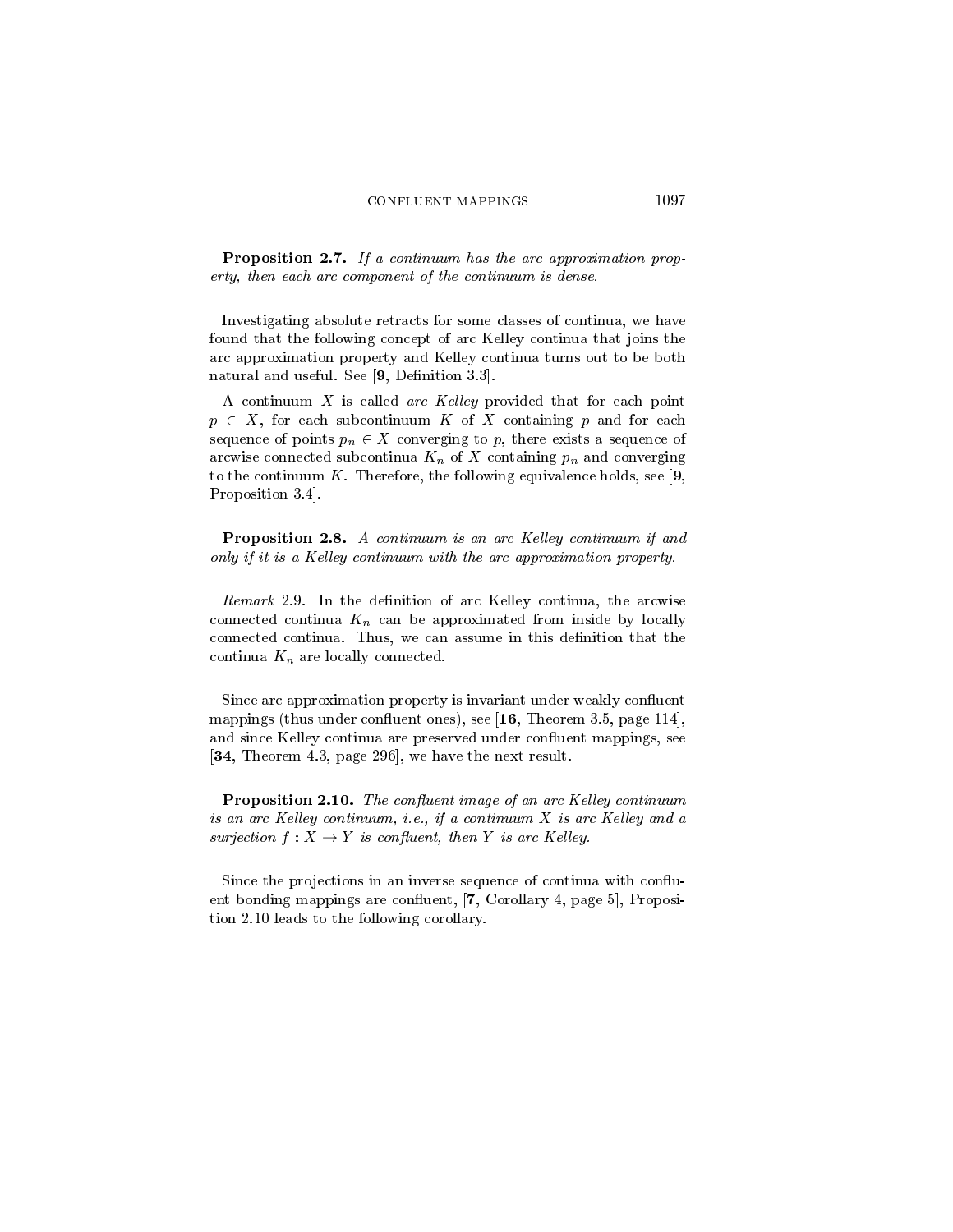**Proposition 2.7.** *If a continuum has the arc approximation property, then each arc component of the continuum is dense.*

Investigating absolute retracts for some classes of continua, we have found that the following concept of arc Kelley continua that joins the arc approximation property and Kelley continua turns out to be both natural and useful. See [**9**, Definition 3.3].

A continuum $X$ is called *arc Kelley* provided that for each point $p \in X$, for each subcontinuum $K$ of $X$ containing $p$ and for each sequence of points $p_n \in X$ converging to $p$, there exists a sequence of arcwise connected subcontinua $K_n$ of $X$ containing $p_n$ and converging to the continuum $K$. Therefore, the following equivalence holds, see [**9**, Proposition 3.4].

**Proposition 2.8.** *A continuum is an arc Kelley continuum if and only if it is a Kelley continuum with the arc approximation property.*

*Remark* 2.9. In the definition of arc Kelley continua, the arcwise connected continua $K_n$ can be approximated from inside by locally connected continua. Thus, we can assume in this definition that the continua $K_n$ are locally connected.

Since arc approximation property is invariant under weakly confluent mappings (thus under confluent ones), see [**16**, Theorem 3.5, page 114], and since Kelley continua are preserved under confluent mappings, see [**34**, Theorem 4.3, page 296], we have the next result.

**Proposition 2.10.** *The confluent image of an arc Kelley continuum is an arc Kelley continuum, i.e., if a continuum $X$ is arc Kelley and a surjection $f : X \to Y$ is confluent, then $Y$ is arc Kelley.*

Since the projections in an inverse sequence of continua with confluent bonding mappings are confluent, [**7**, Corollary 4, page 5], Proposition 2.10 leads to the following corollary.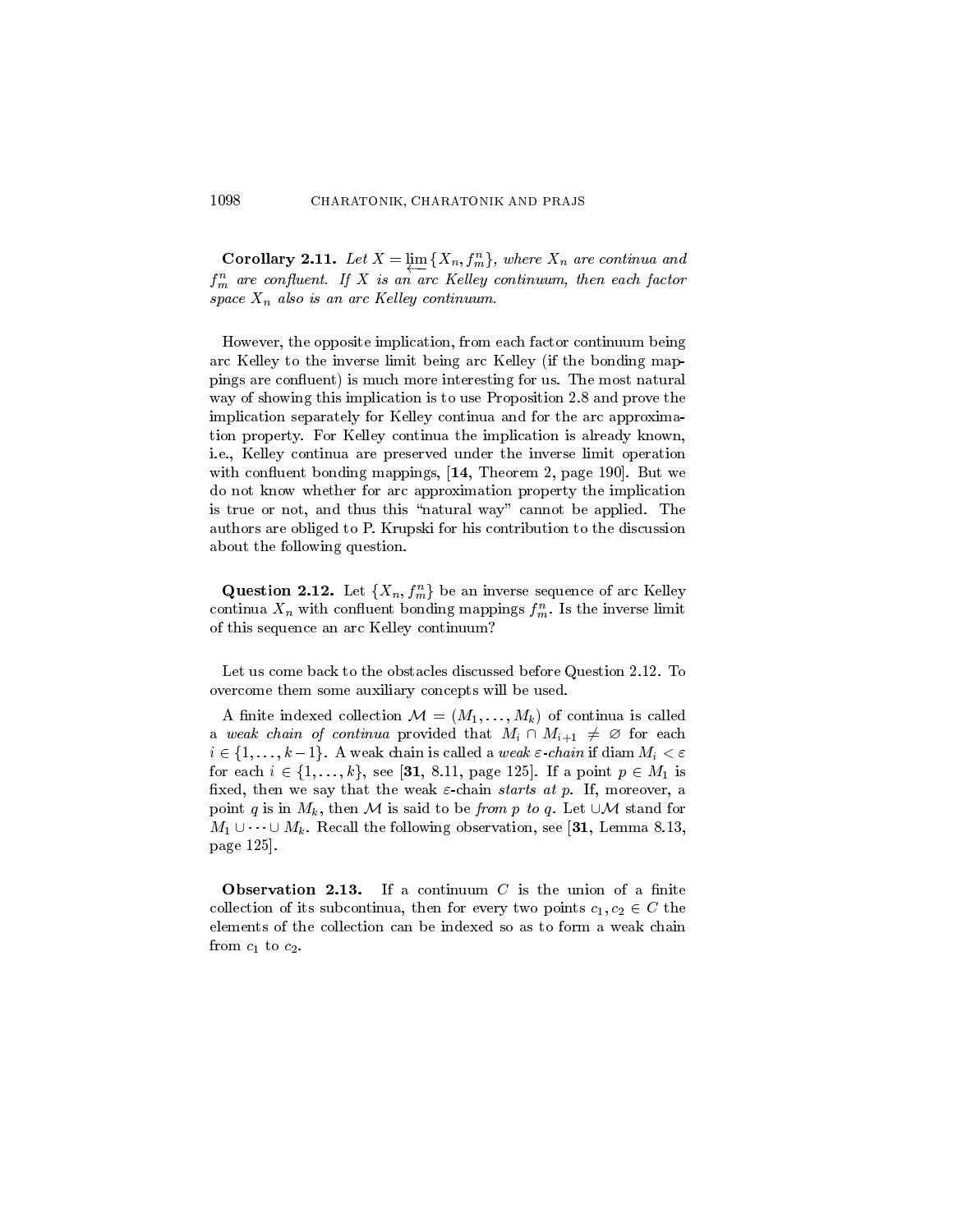**Corollary 2.11.** *Let $X = \varprojlim\{X_n, f_m^n\}$, where $X_n$ are continua and $f_m^n$ are confluent. If $X$ is an arc Kelley continuum, then each factor space $X_n$ also is an arc Kelley continuum.*

However, the opposite implication, from each factor continuum being arc Kelley to the inverse limit being arc Kelley (if the bonding mappings are confluent) is much more interesting for us. The most natural way of showing this implication is to use Proposition 2.8 and prove the implication separately for Kelley continua and for the arc approximation property. For Kelley continua the implication is already known, i.e., Kelley continua are preserved under the inverse limit operation with confluent bonding mappings, [**14**, Theorem 2, page 190]. But we do not know whether for arc approximation property the implication is true or not, and thus this "natural way" cannot be applied. The authors are obliged to P. Krupski for his contribution to the discussion about the following question.

**Question 2.12.** Let $\{X_n, f_m^n\}$ be an inverse sequence of arc Kelley continua $X_n$ with confluent bonding mappings $f_m^n$. Is the inverse limit of this sequence an arc Kelley continuum?

Let us come back to the obstacles discussed before Question 2.12. To overcome them some auxiliary concepts will be used.

A finite indexed collection $\mathcal{M} = (M_1, \dots, M_k)$ of continua is called a *weak chain of continua* provided that $M_i \cap M_{i+1} \neq \varnothing$ for each $i \in \{1, \dots, k-1\}$. A weak chain is called a *weak $\varepsilon$-chain* if $\operatorname{diam} M_i < \varepsilon$ for each $i \in \{1, \dots, k\}$, see [**31**, 8.11, page 125]. If a point $p \in M_1$ is fixed, then we say that the weak $\varepsilon$-chain *starts at* $p$. If, moreover, a point $q$ is in $M_k$, then $\mathcal{M}$ is said to be *from $p$ to $q$*. Let $\cup\mathcal{M}$ stand for $M_1 \cup \dots \cup M_k$. Recall the following observation, see [**31**, Lemma 8.13, page 125].

**Observation 2.13.** If a continuum $C$ is the union of a finite collection of its subcontinua, then for every two points $c_1, c_2 \in C$ the elements of the collection can be indexed so as to form a weak chain from $c_1$ to $c_2$.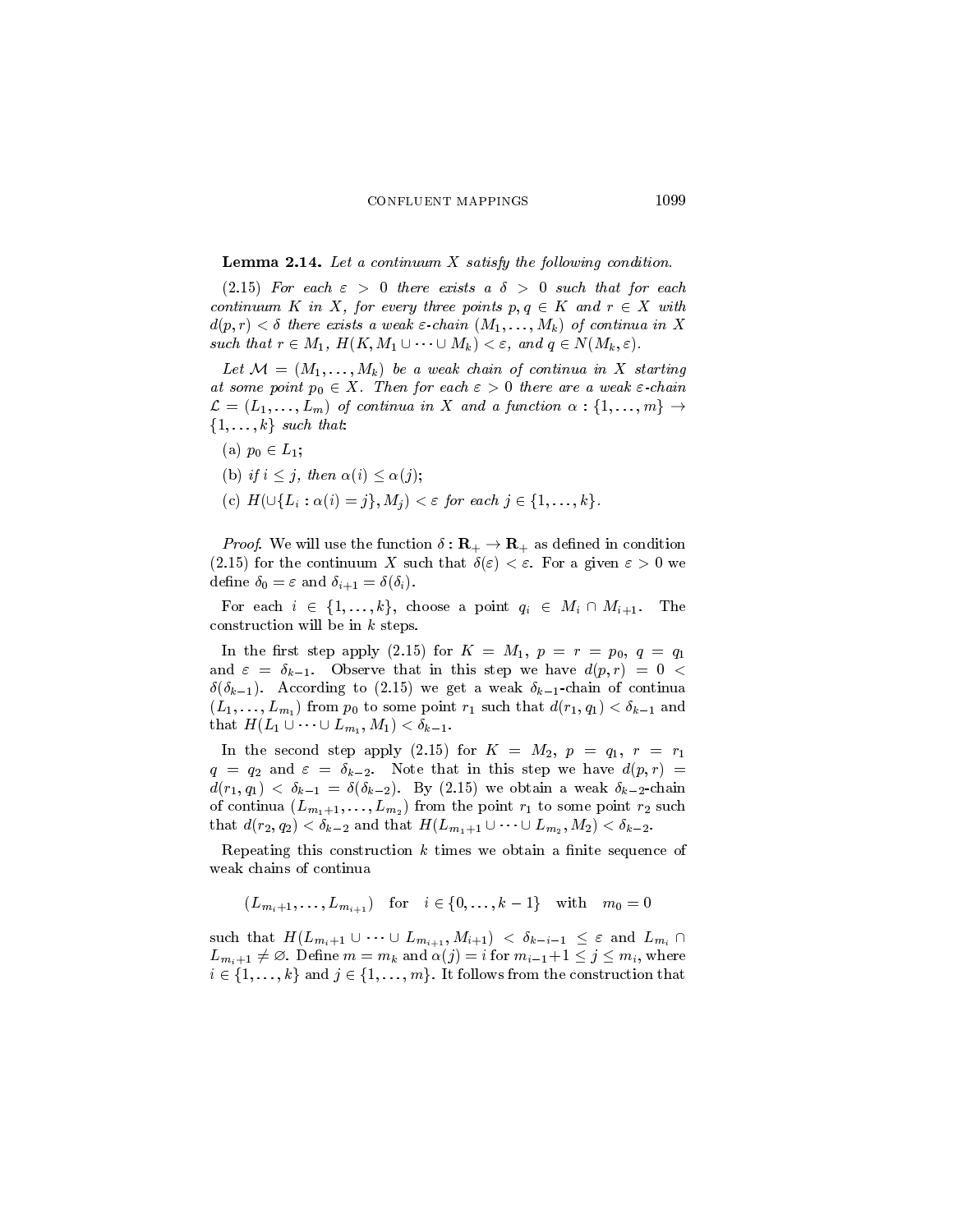**Lemma 2.14.** *Let a continuum $X$ satisfy the following condition.*

(2.15) *For each $\varepsilon > 0$ there exists a $\delta > 0$ such that for each continuum $K$ in $X$, for every three points $p, q \in K$ and $r \in X$ with $d(p,r) < \delta$ there exists a weak $\varepsilon$-chain $(M_1, \dots, M_k)$ of continua in $X$ such that $r \in M_1$, $H(K, M_1 \cup \dots \cup M_k) < \varepsilon$, and $q \in N(M_k, \varepsilon)$.*

*Let $\mathcal{M} = (M_1, \dots, M_k)$ be a weak chain of continua in $X$ starting at some point $p_0 \in X$. Then for each $\varepsilon > 0$ there are a weak $\varepsilon$-chain $\mathcal{L} = (L_1, \dots, L_m)$ of continua in $X$ and a function $\alpha : \{1, \dots, m\} \to \{1, \dots, k\}$ such that*:

(a) *$p_0 \in L_1$;*

(b) *if $i \le j$, then $\alpha(i) \le \alpha(j)$;*

(c) *$H(\cup\{L_i : \alpha(i) = j\}, M_j) < \varepsilon$ for each $j \in \{1, \dots, k\}$.*

*Proof*. We will use the function $\delta : \mathbf{R}_+ \to \mathbf{R}_+$ as defined in condition (2.15) for the continuum $X$ such that $\delta(\varepsilon) < \varepsilon$. For a given $\varepsilon > 0$ we define $\delta_0 = \varepsilon$ and $\delta_{i+1} = \delta(\delta_i)$.

For each $i \in \{1, \dots, k\}$, choose a point $q_i \in M_i \cap M_{i+1}$. The construction will be in $k$ steps.

In the first step apply (2.15) for $K = M_1$, $p = r = p_0$, $q = q_1$ and $\varepsilon = \delta_{k-1}$. Observe that in this step we have $d(p,r) = 0 < \delta(\delta_{k-1})$. According to (2.15) we get a weak $\delta_{k-1}$-chain of continua $(L_1, \dots, L_{m_1})$ from $p_0$ to some point $r_1$ such that $d(r_1, q_1) < \delta_{k-1}$ and that $H(L_1 \cup \dots \cup L_{m_1}, M_1) < \delta_{k-1}$.

In the second step apply (2.15) for $K = M_2$, $p = q_1$, $r = r_1$ $q = q_2$ and $\varepsilon = \delta_{k-2}$. Note that in this step we have $d(p,r) = d(r_1, q_1) < \delta_{k-1} = \delta(\delta_{k-2})$. By (2.15) we obtain a weak $\delta_{k-2}$-chain of continua $(L_{m_1+1}, \dots, L_{m_2})$ from the point $r_1$ to some point $r_2$ such that $d(r_2, q_2) < \delta_{k-2}$ and that $H(L_{m_1+1} \cup \dots \cup L_{m_2}, M_2) < \delta_{k-2}$.

Repeating this construction $k$ times we obtain a finite sequence of weak chains of continua

$$(L_{m_i+1}, \dots, L_{m_{i+1}}) \quad \text{for} \quad i \in \{0, \dots, k-1\} \quad \text{with} \quad m_0 = 0$$

such that $H(L_{m_i+1} \cup \dots \cup L_{m_{i+1}}, M_{i+1}) < \delta_{k-i-1} \le \varepsilon$ and $L_{m_i} \cap L_{m_i+1} \neq \varnothing$. Define $m = m_k$ and $\alpha(j) = i$ for $m_{i-1}+1 \le j \le m_i$, where $i \in \{1, \dots, k\}$ and $j \in \{1, \dots, m\}$. It follows from the construction that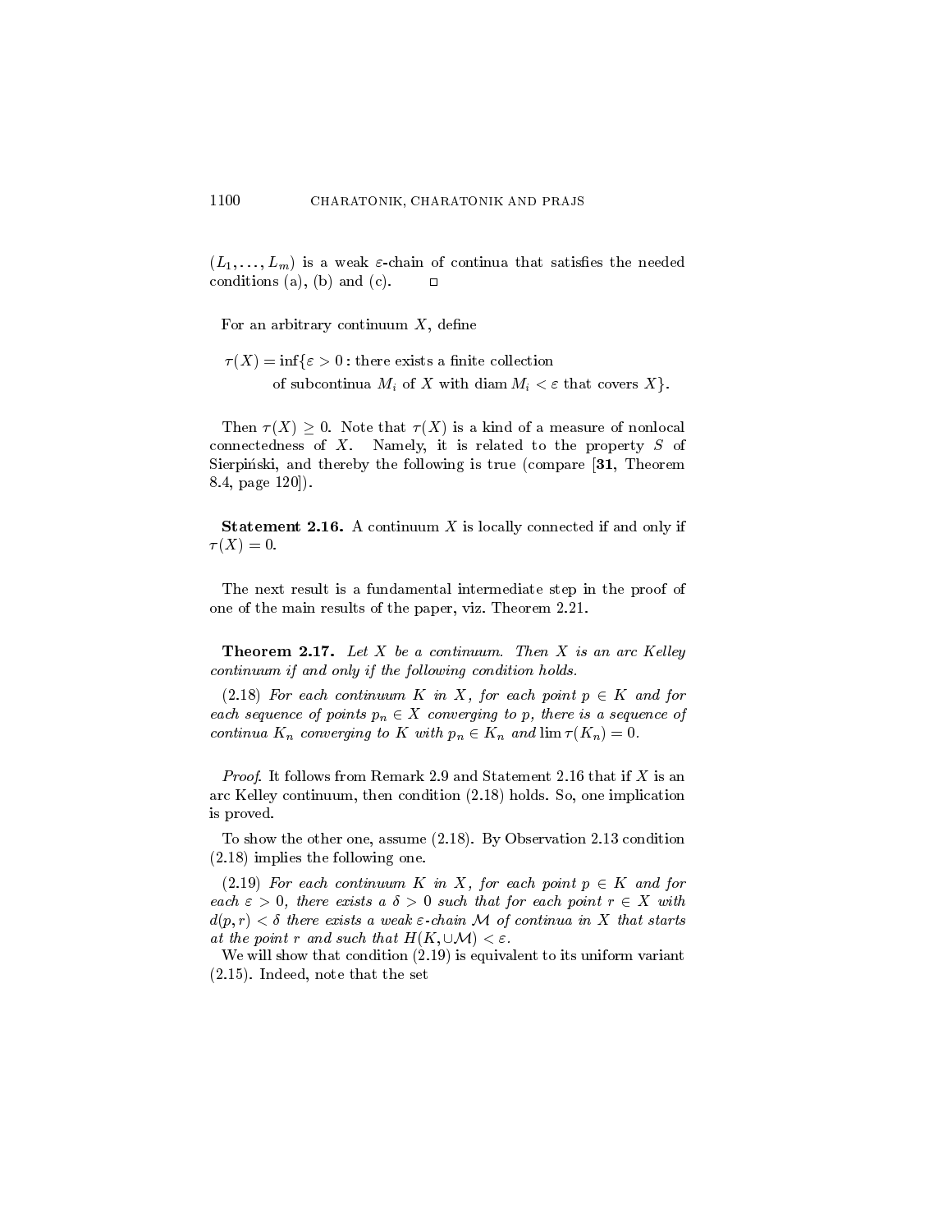$(L_1, \ldots, L_m)$ is a weak $\varepsilon$-chain of continua that satisfies the needed conditions (a), (b) and (c). $\square$

For an arbitrary continuum $X$, define

$$\tau(X) = \inf\{\varepsilon > 0 : \text{there exists a finite collection of subcontinua } M_i \text{ of } X \text{ with } \operatorname{diam} M_i < \varepsilon \text{ that covers } X\}.$$

Then $\tau(X) \geq 0$. Note that $\tau(X)$ is a kind of a measure of nonlocal connectedness of $X$. Namely, it is related to the property $S$ of Sierpiński, and thereby the following is true (compare [**31**, Theorem 8.4, page 120]).

**Statement 2.16.** A continuum $X$ is locally connected if and only if $\tau(X) = 0$.

The next result is a fundamental intermediate step in the proof of one of the main results of the paper, viz. Theorem 2.21.

**Theorem 2.17.** *Let $X$ be a continuum. Then $X$ is an arc Kelley continuum if and only if the following condition holds.*

(2.18) *For each continuum $K$ in $X$, for each point $p \in K$ and for each sequence of points $p_n \in X$ converging to $p$, there is a sequence of continua $K_n$ converging to $K$ with $p_n \in K_n$ and $\lim \tau(K_n) = 0$.*

*Proof.* It follows from Remark 2.9 and Statement 2.16 that if $X$ is an arc Kelley continuum, then condition (2.18) holds. So, one implication is proved.

To show the other one, assume (2.18). By Observation 2.13 condition (2.18) implies the following one.

(2.19) *For each continuum $K$ in $X$, for each point $p \in K$ and for each $\varepsilon > 0$, there exists a $\delta > 0$ such that for each point $r \in X$ with $d(p, r) < \delta$ there exists a weak $\varepsilon$-chain $\mathcal{M}$ of continua in $X$ that starts at the point $r$ and such that $H(K, \cup\mathcal{M}) < \varepsilon$.*

We will show that condition (2.19) is equivalent to its uniform variant (2.15). Indeed, note that the set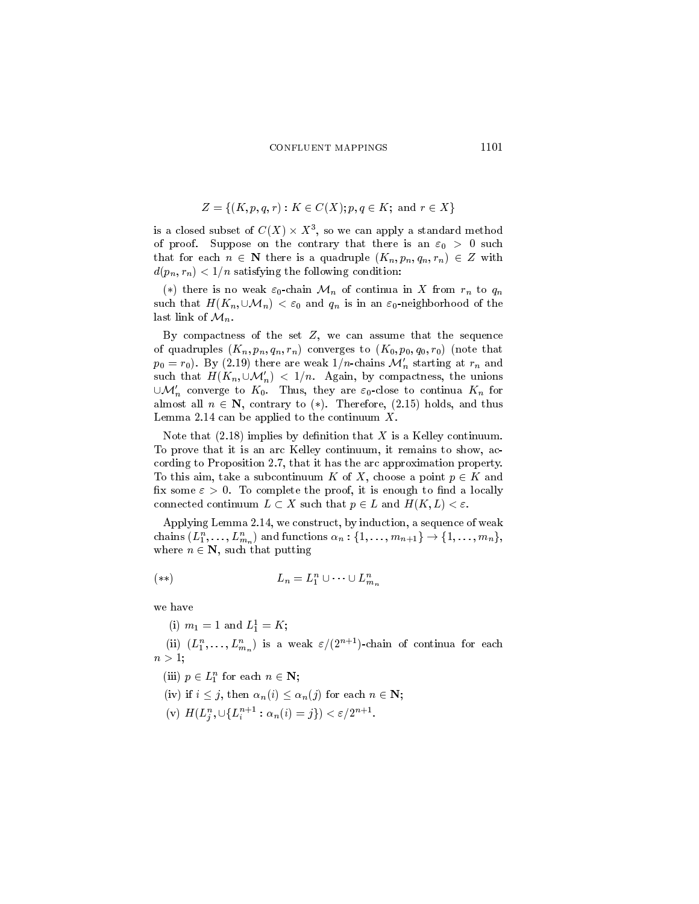$$Z = \{(K, p, q, r) : K \in C(X); p, q \in K; \text{ and } r \in X\}$$

is a closed subset of $C(X) \times X^3$, so we can apply a standard method of proof. Suppose on the contrary that there is an $\varepsilon_0 > 0$ such that for each $n \in \mathbf{N}$ there is a quadruple $(K_n, p_n, q_n, r_n) \in Z$ with $d(p_n, r_n) < 1/n$ satisfying the following condition:

$(*)$ there is no weak $\varepsilon_0$-chain $\mathcal{M}_n$ of continua in $X$ from $r_n$ to $q_n$ such that $H(K_n, \cup\mathcal{M}_n) < \varepsilon_0$ and $q_n$ is in an $\varepsilon_0$-neighborhood of the last link of $\mathcal{M}_n$.

By compactness of the set $Z$, we can assume that the sequence of quadruples $(K_n, p_n, q_n, r_n)$ converges to $(K_0, p_0, q_0, r_0)$ (note that $p_0 = r_0$). By (2.19) there are weak $1/n$-chains $\mathcal{M}'_n$ starting at $r_n$ and such that $H(K_n, \cup\mathcal{M}'_n) < 1/n$. Again, by compactness, the unions $\cup\mathcal{M}'_n$ converge to $K_0$. Thus, they are $\varepsilon_0$-close to continua $K_n$ for almost all $n \in \mathbf{N}$, contrary to $(*)$. Therefore, (2.15) holds, and thus Lemma 2.14 can be applied to the continuum $X$.

Note that (2.18) implies by definition that $X$ is a Kelley continuum. To prove that it is an arc Kelley continuum, it remains to show, according to Proposition 2.7, that it has the arc approximation property. To this aim, take a subcontinuum $K$ of $X$, choose a point $p \in K$ and fix some $\varepsilon > 0$. To complete the proof, it is enough to find a locally connected continuum $L \subset X$ such that $p \in L$ and $H(K, L) < \varepsilon$.

Applying Lemma 2.14, we construct, by induction, a sequence of weak chains $(L_1^n, \dots, L_{m_n}^n)$ and functions $\alpha_n : \{1, \dots, m_{n+1}\} \to \{1, \dots, m_n\}$, where $n \in \mathbf{N}$, such that putting

$$(**) \qquad\qquad L_n = L_1^n \cup \dots \cup L_{m_n}^n$$

we have

(i) $m_1 = 1$ and $L_1^1 = K$;

(ii) $(L_1^n, \dots, L_{m_n}^n)$ is a weak $\varepsilon/(2^{n+1})$-chain of continua for each $n > 1$;

(iii) $p \in L_1^n$ for each $n \in \mathbf{N}$;

(iv) if $i \le j$, then $\alpha_n(i) \le \alpha_n(j)$ for each $n \in \mathbf{N}$;

(v) $H(L_j^n, \cup\{L_i^{n+1} : \alpha_n(i) = j\}) < \varepsilon/2^{n+1}$.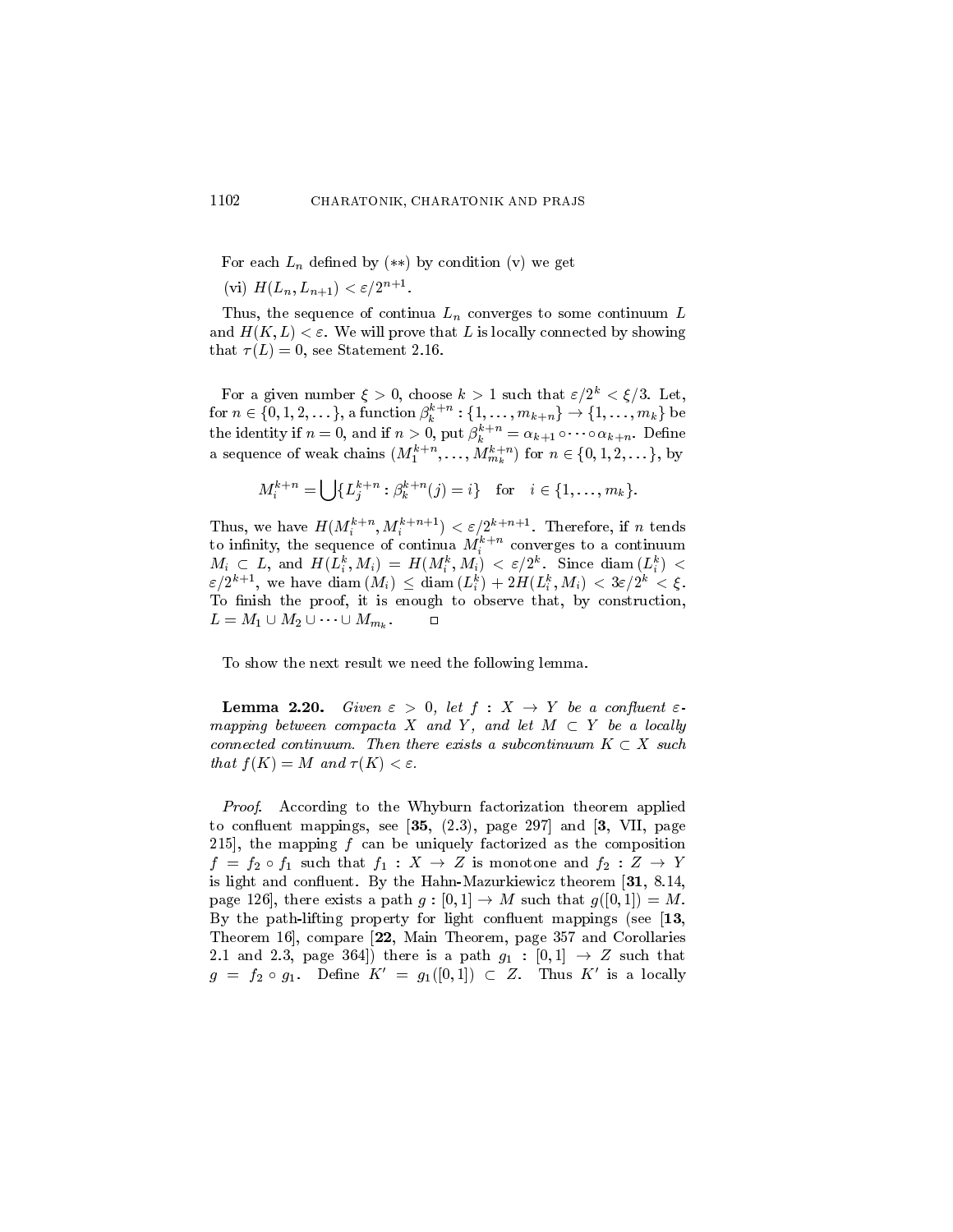For each $L_n$ defined by $(**)$ by condition (v) we get

(vi) $H(L_n, L_{n+1}) < \varepsilon/2^{n+1}$.

Thus, the sequence of continua $L_n$ converges to some continuum $L$ and $H(K, L) < \varepsilon$. We will prove that $L$ is locally connected by showing that $\tau(L) = 0$, see Statement 2.16.

For a given number $\xi > 0$, choose $k > 1$ such that $\varepsilon/2^k < \xi/3$. Let, for $n \in \{0, 1, 2, \dots\}$, a function $\beta_k^{k+n} : \{1, \dots, m_{k+n}\} \to \{1, \dots, m_k\}$ be the identity if $n = 0$, and if $n > 0$, put $\beta_k^{k+n} = \alpha_{k+1} \circ \cdots \circ \alpha_{k+n}$. Define a sequence of weak chains $(M_1^{k+n}, \dots, M_{m_k}^{k+n})$ for $n \in \{0, 1, 2, \dots\}$, by

$$M_i^{k+n} = \bigcup \{L_j^{k+n} : \beta_k^{k+n}(j) = i\} \quad \text{for} \quad i \in \{1, \dots, m_k\}.$$

Thus, we have $H(M_i^{k+n}, M_i^{k+n+1}) < \varepsilon/2^{k+n+1}$. Therefore, if $n$ tends to infinity, the sequence of continua $M_i^{k+n}$ converges to a continuum $M_i \subset L$, and $H(L_i^k, M_i) = H(M_i^k, M_i) < \varepsilon/2^k$. Since $\operatorname{diam}(L_i^k) < \varepsilon/2^{k+1}$, we have $\operatorname{diam}(M_i) \leq \operatorname{diam}(L_i^k) + 2H(L_i^k, M_i) < 3\varepsilon/2^k < \xi$. To finish the proof, it is enough to observe that, by construction, $L = M_1 \cup M_2 \cup \cdots \cup M_{m_k}$. $\square$

To show the next result we need the following lemma.

**Lemma 2.20.** *Given $\varepsilon > 0$, let $f : X \to Y$ be a confluent $\varepsilon$-mapping between compacta $X$ and $Y$, and let $M \subset Y$ be a locally connected continuum. Then there exists a subcontinuum $K \subset X$ such that $f(K) = M$ and $\tau(K) < \varepsilon$.*

*Proof.* According to the Whyburn factorization theorem applied to confluent mappings, see [**35**, (2.3), page 297] and [**3**, VII, page 215], the mapping $f$ can be uniquely factorized as the composition $f = f_2 \circ f_1$ such that $f_1 : X \to Z$ is monotone and $f_2 : Z \to Y$ is light and confluent. By the Hahn-Mazurkiewicz theorem [**31**, 8.14, page 126], there exists a path $g : [0, 1] \to M$ such that $g([0, 1]) = M$. By the path-lifting property for light confluent mappings (see [**13**, Theorem 16], compare [**22**, Main Theorem, page 357 and Corollaries 2.1 and 2.3, page 364]) there is a path $g_1 : [0, 1] \to Z$ such that $g = f_2 \circ g_1$. Define $K' = g_1([0, 1]) \subset Z$. Thus $K'$ is a locally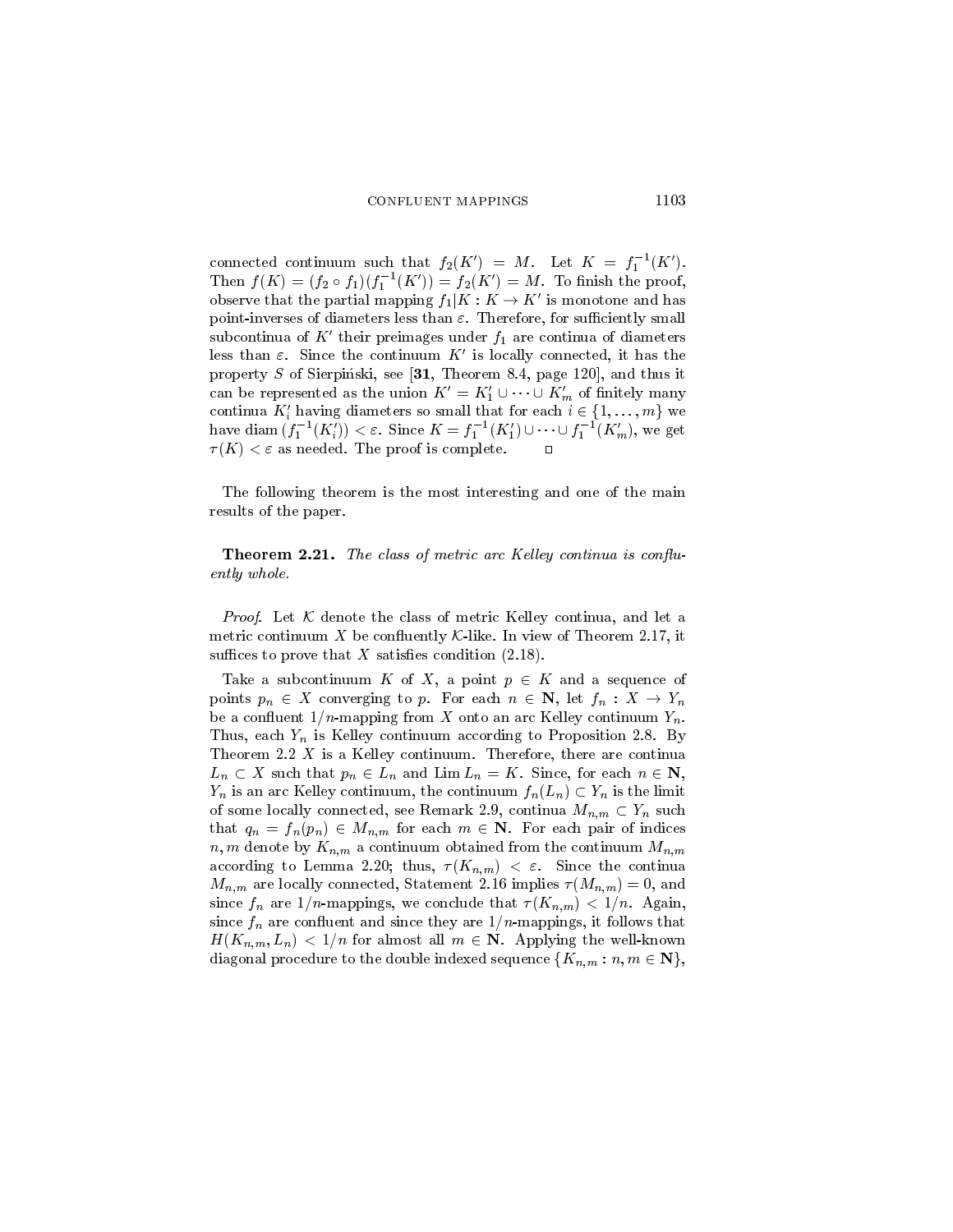connected continuum such that $f_2(K') = M$. Let $K = f_1^{-1}(K')$. Then $f(K) = (f_2 \circ f_1)(f_1^{-1}(K')) = f_2(K') = M$. To finish the proof, observe that the partial mapping $f_1|K : K \to K'$ is monotone and has point-inverses of diameters less than $\varepsilon$. Therefore, for sufficiently small subcontinua of $K'$ their preimages under $f_1$ are continua of diameters less than $\varepsilon$. Since the continuum $K'$ is locally connected, it has the property $S$ of Sierpiński, see [**31**, Theorem 8.4, page 120], and thus it can be represented as the union $K' = K_1' \cup \dots \cup K_m'$ of finitely many continua $K_i'$ having diameters so small that for each $i \in \{1, \dots, m\}$ we have $\operatorname{diam}(f_1^{-1}(K_i')) < \varepsilon$. Since $K = f_1^{-1}(K_1') \cup \dots \cup f_1^{-1}(K_m')$, we get $\tau(K) < \varepsilon$ as needed. The proof is complete. □

The following theorem is the most interesting and one of the main results of the paper.

**Theorem 2.21.** *The class of metric arc Kelley continua is confluently whole.*

*Proof*. Let $\mathcal{K}$ denote the class of metric Kelley continua, and let a metric continuum $X$ be confluently $\mathcal{K}$-like. In view of Theorem 2.17, it suffices to prove that $X$ satisfies condition (2.18).

Take a subcontinuum $K$ of $X$, a point $p \in K$ and a sequence of points $p_n \in X$ converging to $p$. For each $n \in \mathbf{N}$, let $f_n : X \to Y_n$ be a confluent $1/n$-mapping from $X$ onto an arc Kelley continuum $Y_n$. Thus, each $Y_n$ is Kelley continuum according to Proposition 2.8. By Theorem 2.2 $X$ is a Kelley continuum. Therefore, there are continua $L_n \subset X$ such that $p_n \in L_n$ and $\operatorname{Lim} L_n = K$. Since, for each $n \in \mathbf{N}$, $Y_n$ is an arc Kelley continuum, the continuum $f_n(L_n) \subset Y_n$ is the limit of some locally connected, see Remark 2.9, continua $M_{n,m} \subset Y_n$ such that $q_n = f_n(p_n) \in M_{n,m}$ for each $m \in \mathbf{N}$. For each pair of indices $n, m$ denote by $K_{n,m}$ a continuum obtained from the continuum $M_{n,m}$ according to Lemma 2.20; thus, $\tau(K_{n,m}) < \varepsilon$. Since the continua $M_{n,m}$ are locally connected, Statement 2.16 implies $\tau(M_{n,m}) = 0$, and since $f_n$ are $1/n$-mappings, we conclude that $\tau(K_{n,m}) < 1/n$. Again, since $f_n$ are confluent and since they are $1/n$-mappings, it follows that $H(K_{n,m}, L_n) < 1/n$ for almost all $m \in \mathbf{N}$. Applying the well-known diagonal procedure to the double indexed sequence $\{K_{n,m} : n, m \in \mathbf{N}\}$,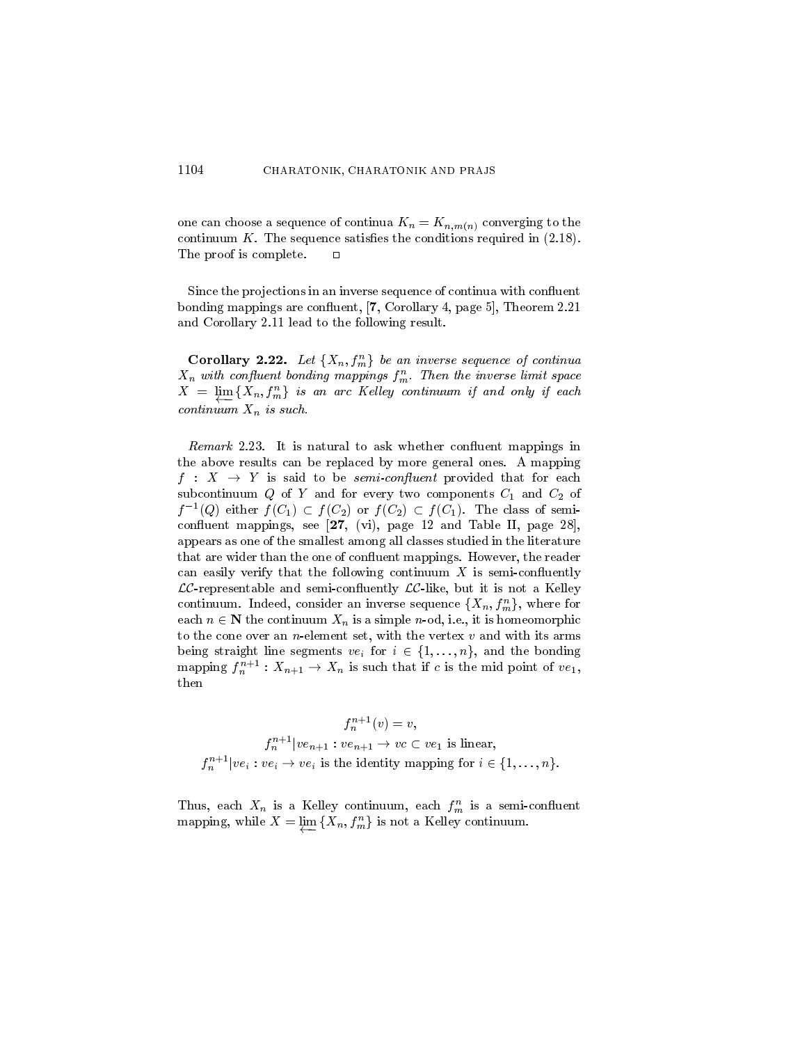one can choose a sequence of continua $K_n = K_{n,m(n)}$ converging to the continuum $K$. The sequence satisfies the conditions required in (2.18). The proof is complete. $\square$

Since the projections in an inverse sequence of continua with confluent bonding mappings are confluent, [**7**, Corollary 4, page 5], Theorem 2.21 and Corollary 2.11 lead to the following result.

**Corollary 2.22.** *Let $\{X_n, f_m^n\}$ be an inverse sequence of continua $X_n$ with confluent bonding mappings $f_m^n$. Then the inverse limit space $X = \varprojlim\{X_n, f_m^n\}$ is an arc Kelley continuum if and only if each continuum $X_n$ is such.*

*Remark* 2.23. It is natural to ask whether confluent mappings in the above results can be replaced by more general ones. A mapping $f : X \to Y$ is said to be *semi-confluent* provided that for each subcontinuum $Q$ of $Y$ and for every two components $C_1$ and $C_2$ of $f^{-1}(Q)$ either $f(C_1) \subset f(C_2)$ or $f(C_2) \subset f(C_1)$. The class of semi-confluent mappings, see [**27**, (vi), page 12 and Table II, page 28], appears as one of the smallest among all classes studied in the literature that are wider than the one of confluent mappings. However, the reader can easily verify that the following continuum $X$ is semi-confluently $\mathcal{LC}$-representable and semi-confluently $\mathcal{LC}$-like, but it is not a Kelley continuum. Indeed, consider an inverse sequence $\{X_n, f_m^n\}$, where for each $n \in \mathbf{N}$ the continuum $X_n$ is a simple $n$-od, i.e., it is homeomorphic to the cone over an $n$-element set, with the vertex $v$ and with its arms being straight line segments $ve_i$ for $i \in \{1, \ldots, n\}$, and the bonding mapping $f_n^{n+1} : X_{n+1} \to X_n$ is such that if $c$ is the mid point of $ve_1$, then

$$f_n^{n+1}(v) = v,$$
$$f_n^{n+1}|ve_{n+1} : ve_{n+1} \to vc \subset ve_1 \text{ is linear,}$$
$$f_n^{n+1}|ve_i : ve_i \to ve_i \text{ is the identity mapping for } i \in \{1, \ldots, n\}.$$

Thus, each $X_n$ is a Kelley continuum, each $f_m^n$ is a semi-confluent mapping, while $X = \varprojlim\{X_n, f_m^n\}$ is not a Kelley continuum.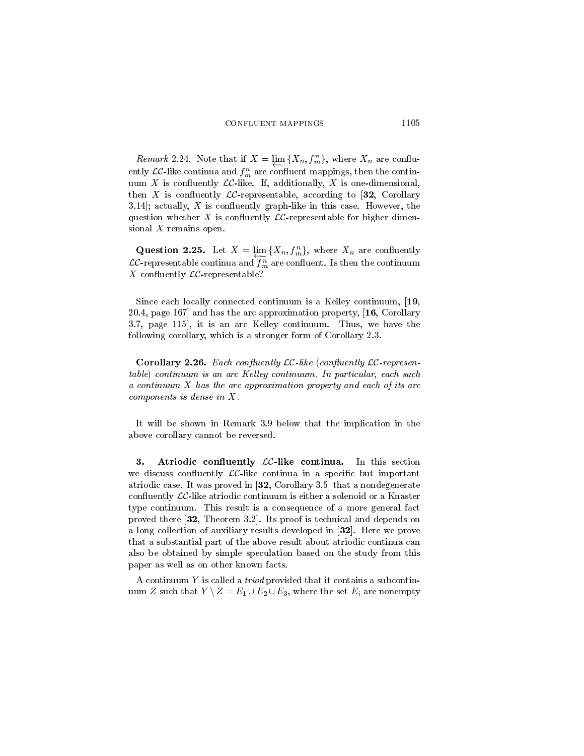*Remark* 2.24. Note that if $X = \varprojlim \{X_n, f_m^n\}$, where $X_n$ are confluently $\mathcal{LC}$-like continua and $f_m^n$ are confluent mappings, then the continuum $X$ is confluently $\mathcal{LC}$-like. If, additionally, $X$ is one-dimensional, then $X$ is confluently $\mathcal{LC}$-representable, according to [**32**, Corollary 3.14]; actually, $X$ is confluently graph-like in this case. However, the question whether $X$ is confluently $\mathcal{LC}$-representable for higher dimensional $X$ remains open.

**Question 2.25.** Let $X = \varprojlim \{X_n, f_m^n\}$, where $X_n$ are confluently $\mathcal{LC}$-representable continua and $f_m^n$ are confluent. Is then the continuum $X$ confluently $\mathcal{LC}$-representable?

Since each locally connected continuum is a Kelley continuum, [**19**, 20.4, page 167] and has the arc approximation property, [**16**, Corollary 3.7, page 115], it is an arc Kelley continuum. Thus, we have the following corollary, which is a stronger form of Corollary 2.3.

**Corollary 2.26.** *Each confluently $\mathcal{LC}$-like (confluently $\mathcal{LC}$-representable) continuum is an arc Kelley continuum. In particular, each such a continuum $X$ has the arc approximation property and each of its arc components is dense in $X$.*

It will be shown in Remark 3.9 below that the implication in the above corollary cannot be reversed.

## 3. Atriodic confluently $\mathcal{LC}$-like continua.

In this section we discuss confluently $\mathcal{LC}$-like continua in a specific but important atriodic case. It was proved in [**32**, Corollary 3.5] that a nondegenerate confluently $\mathcal{LC}$-like atriodic continuum is either a solenoid or a Knaster type continuum. This result is a consequence of a more general fact proved there [**32**, Theorem 3.2]. Its proof is technical and depends on a long collection of auxiliary results developed in [**32**]. Here we prove that a substantial part of the above result about atriodic continua can also be obtained by simple speculation based on the study from this paper as well as on other known facts.

A continuum $Y$ is called a *triod* provided that it contains a subcontinuum $Z$ such that $Y \setminus Z = E_1 \cup E_2 \cup E_3$, where the set $E_i$ are nonempty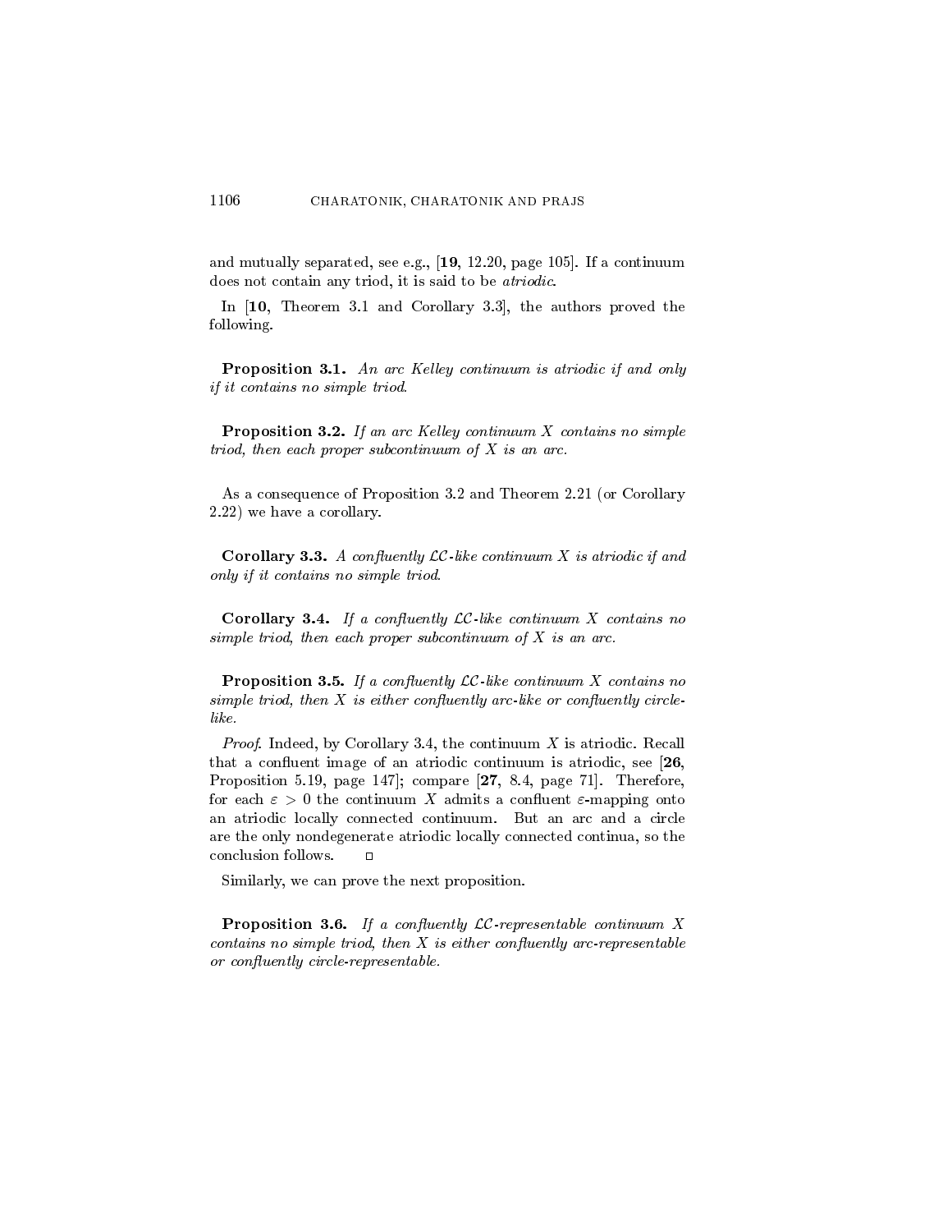and mutually separated, see e.g., [**19**, 12.20, page 105]. If a continuum does not contain any triod, it is said to be *atriodic*.

In [**10**, Theorem 3.1 and Corollary 3.3], the authors proved the following.

**Proposition 3.1.** *An arc Kelley continuum is atriodic if and only if it contains no simple triod.*

**Proposition 3.2.** *If an arc Kelley continuum $X$ contains no simple triod, then each proper subcontinuum of $X$ is an arc.*

As a consequence of Proposition 3.2 and Theorem 2.21 (or Corollary 2.22) we have a corollary.

**Corollary 3.3.** *A confluently $\mathcal{LC}$-like continuum $X$ is atriodic if and only if it contains no simple triod.*

**Corollary 3.4.** *If a confluently $\mathcal{LC}$-like continuum $X$ contains no simple triod, then each proper subcontinuum of $X$ is an arc.*

**Proposition 3.5.** *If a confluently $\mathcal{LC}$-like continuum $X$ contains no simple triod, then $X$ is either confluently arc-like or confluently circle-like.*

*Proof.* Indeed, by Corollary 3.4, the continuum $X$ is atriodic. Recall that a confluent image of an atriodic continuum is atriodic, see [**26**, Proposition 5.19, page 147]; compare [**27**, 8.4, page 71]. Therefore, for each $\varepsilon > 0$ the continuum $X$ admits a confluent $\varepsilon$-mapping onto an atriodic locally connected continuum. But an arc and a circle are the only nondegenerate atriodic locally connected continua, so the conclusion follows. □

Similarly, we can prove the next proposition.

**Proposition 3.6.** *If a confluently $\mathcal{LC}$-representable continuum $X$ contains no simple triod, then $X$ is either confluently arc-representable or confluently circle-representable.*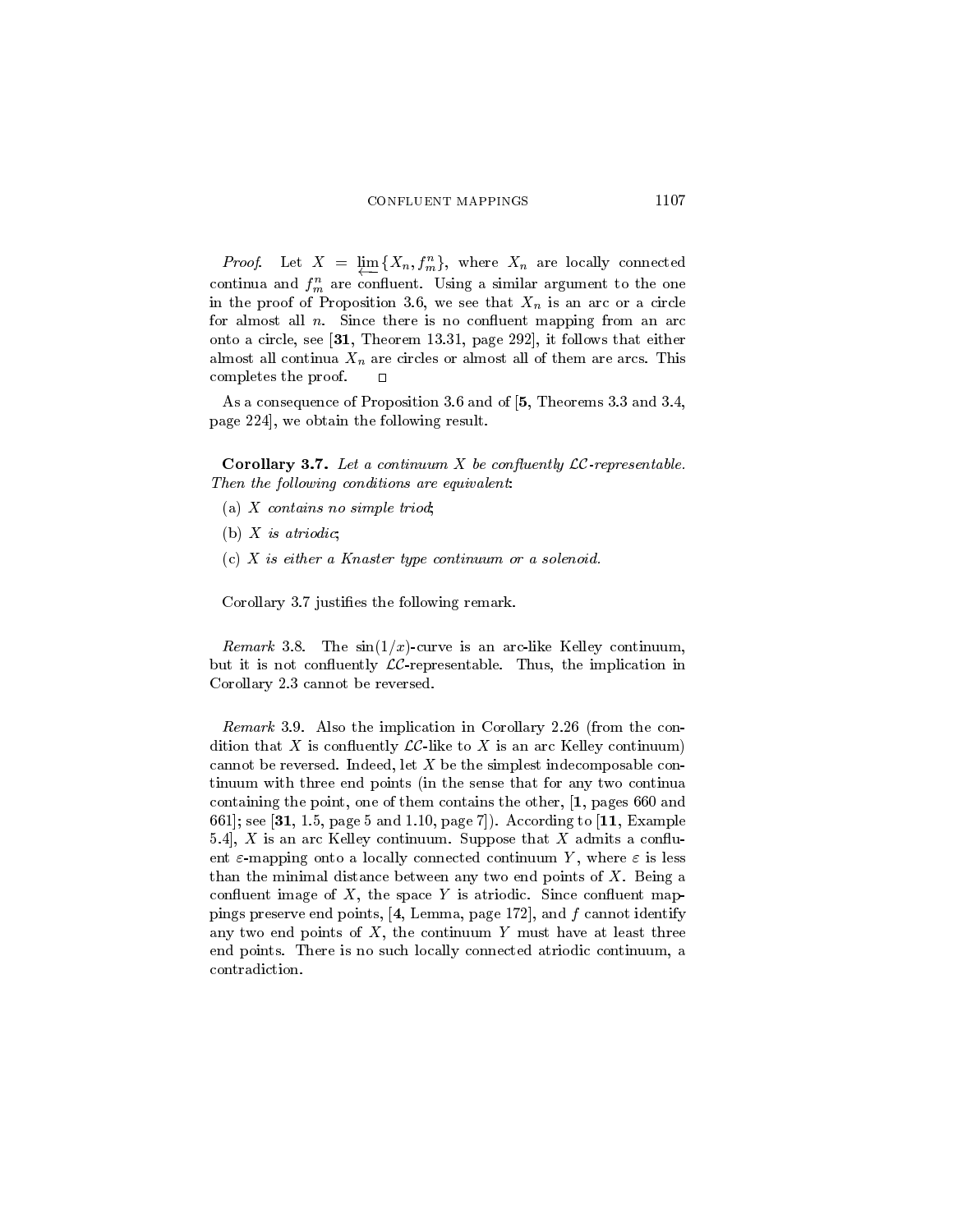*Proof*. Let $X = \varprojlim\{X_n, f_m^n\}$, where $X_n$ are locally connected continua and $f_m^n$ are confluent. Using a similar argument to the one in the proof of Proposition 3.6, we see that $X_n$ is an arc or a circle for almost all $n$. Since there is no confluent mapping from an arc onto a circle, see [**31**, Theorem 13.31, page 292], it follows that either almost all continua $X_n$ are circles or almost all of them are arcs. This completes the proof. $\square$

As a consequence of Proposition 3.6 and of [**5**, Theorems 3.3 and 3.4, page 224], we obtain the following result.

**Corollary 3.7.** *Let a continuum $X$ be confluently $\mathcal{LC}$-representable. Then the following conditions are equivalent*:

(a) *$X$ contains no simple triod*;

(b) *$X$ is atriodic*;

(c) *$X$ is either a Knaster type continuum or a solenoid.*

Corollary 3.7 justifies the following remark.

*Remark* 3.8. The $\sin(1/x)$-curve is an arc-like Kelley continuum, but it is not confluently $\mathcal{LC}$-representable. Thus, the implication in Corollary 2.3 cannot be reversed.

*Remark* 3.9. Also the implication in Corollary 2.26 (from the condition that $X$ is confluently $\mathcal{LC}$-like to $X$ is an arc Kelley continuum) cannot be reversed. Indeed, let $X$ be the simplest indecomposable continuum with three end points (in the sense that for any two continua containing the point, one of them contains the other, [**1**, pages 660 and 661]; see [**31**, 1.5, page 5 and 1.10, page 7]). According to [**11**, Example 5.4], $X$ is an arc Kelley continuum. Suppose that $X$ admits a confluent $\varepsilon$-mapping onto a locally connected continuum $Y$, where $\varepsilon$ is less than the minimal distance between any two end points of $X$. Being a confluent image of $X$, the space $Y$ is atriodic. Since confluent mappings preserve end points, [**4**, Lemma, page 172], and $f$ cannot identify any two end points of $X$, the continuum $Y$ must have at least three end points. There is no such locally connected atriodic continuum, a contradiction.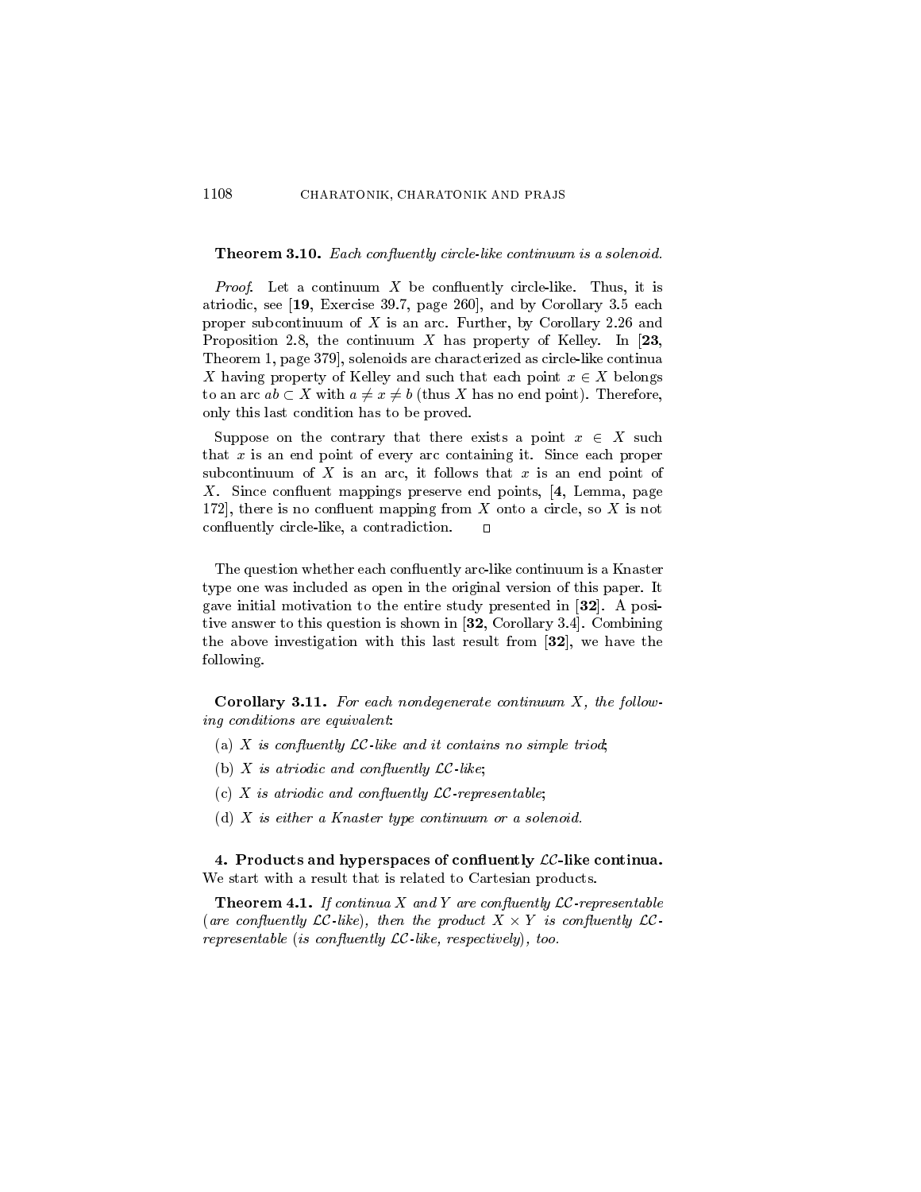**Theorem 3.10.** *Each confluently circle-like continuum is a solenoid.*

*Proof*. Let a continuum $X$ be confluently circle-like. Thus, it is atriodic, see [**19**, Exercise 39.7, page 260], and by Corollary 3.5 each proper subcontinuum of $X$ is an arc. Further, by Corollary 2.26 and Proposition 2.8, the continuum $X$ has property of Kelley. In [**23**, Theorem 1, page 379], solenoids are characterized as circle-like continua $X$ having property of Kelley and such that each point $x \in X$ belongs to an arc $ab \subset X$ with $a \neq x \neq b$ (thus $X$ has no end point). Therefore, only this last condition has to be proved.

Suppose on the contrary that there exists a point $x \in X$ such that $x$ is an end point of every arc containing it. Since each proper subcontinuum of $X$ is an arc, it follows that $x$ is an end point of $X$. Since confluent mappings preserve end points, [**4**, Lemma, page 172], there is no confluent mapping from $X$ onto a circle, so $X$ is not confluently circle-like, a contradiction. $\square$

The question whether each confluently arc-like continuum is a Knaster type one was included as open in the original version of this paper. It gave initial motivation to the entire study presented in [**32**]. A positive answer to this question is shown in [**32**, Corollary 3.4]. Combining the above investigation with this last result from [**32**], we have the following.

**Corollary 3.11.** *For each nondegenerate continuum $X$, the following conditions are equivalent*:

(a) *$X$ is confluently $\mathcal{LC}$-like and it contains no simple triod*;

(b) *$X$ is atriodic and confluently $\mathcal{LC}$-like*;

(c) *$X$ is atriodic and confluently $\mathcal{LC}$-representable*;

(d) *$X$ is either a Knaster type continuum or a solenoid.*

## 4. Products and hyperspaces of confluently $\mathcal{LC}$-like continua.

We start with a result that is related to Cartesian products.

**Theorem 4.1.** *If continua $X$ and $Y$ are confluently $\mathcal{LC}$-representable (are confluently $\mathcal{LC}$-like), then the product $X \times Y$ is confluently $\mathcal{LC}$-representable (is confluently $\mathcal{LC}$-like, respectively), too.*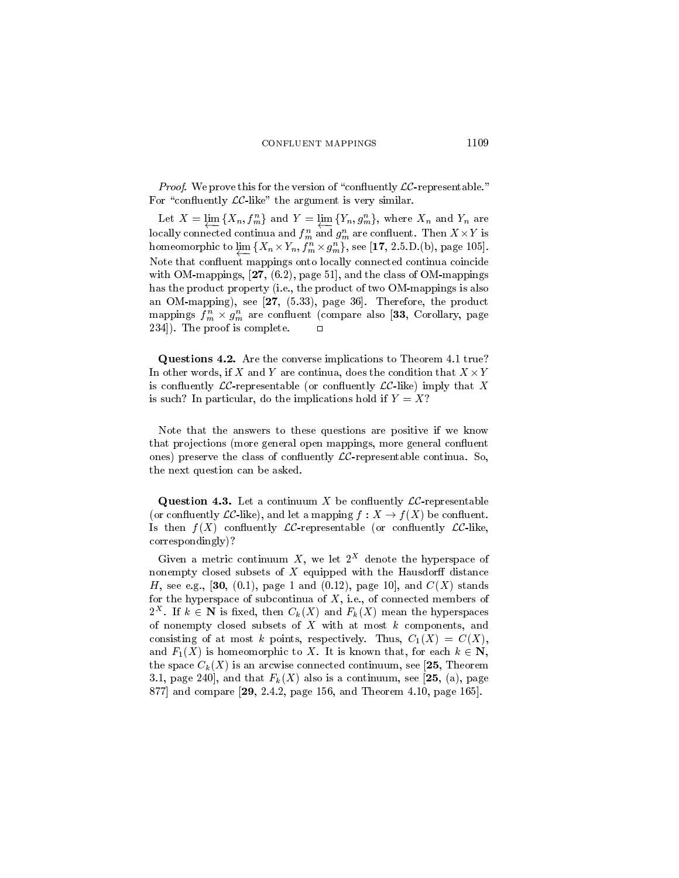*Proof*. We prove this for the version of "confluently $\mathcal{LC}$-representable." For "confluently $\mathcal{LC}$-like" the argument is very similar.

Let $X = \varprojlim \{X_n, f_m^n\}$ and $Y = \varprojlim \{Y_n, g_m^n\}$, where $X_n$ and $Y_n$ are locally connected continua and $f_m^n$ and $g_m^n$ are confluent. Then $X \times Y$ is homeomorphic to $\varprojlim \{X_n \times Y_n, f_m^n \times g_m^n\}$, see [**17**, 2.5.D.(b), page 105]. Note that confluent mappings onto locally connected continua coincide with OM-mappings, [**27**, (6.2), page 51], and the class of OM-mappings has the product property (i.e., the product of two OM-mappings is also an OM-mapping), see [**27**, (5.33), page 36]. Therefore, the product mappings $f_m^n \times g_m^n$ are confluent (compare also [**33**, Corollary, page 234]). The proof is complete. $\square$

**Questions 4.2.** Are the converse implications to Theorem 4.1 true? In other words, if $X$ and $Y$ are continua, does the condition that $X \times Y$ is confluently $\mathcal{LC}$-representable (or confluently $\mathcal{LC}$-like) imply that $X$ is such? In particular, do the implications hold if $Y = X$?

Note that the answers to these questions are positive if we know that projections (more general open mappings, more general confluent ones) preserve the class of confluently $\mathcal{LC}$-representable continua. So, the next question can be asked.

**Question 4.3.** Let a continuum $X$ be confluently $\mathcal{LC}$-representable (or confluently $\mathcal{LC}$-like), and let a mapping $f : X \to f(X)$ be confluent. Is then $f(X)$ confluently $\mathcal{LC}$-representable (or confluently $\mathcal{LC}$-like, correspondingly)?

Given a metric continuum $X$, we let $2^X$ denote the hyperspace of nonempty closed subsets of $X$ equipped with the Hausdorff distance $H$, see e.g., [**30**, (0.1), page 1 and (0.12), page 10], and $C(X)$ stands for the hyperspace of subcontinua of $X$, i.e., of connected members of $2^X$. If $k \in \mathbf{N}$ is fixed, then $C_k(X)$ and $F_k(X)$ mean the hyperspaces of nonempty closed subsets of $X$ with at most $k$ components, and consisting of at most $k$ points, respectively. Thus, $C_1(X) = C(X)$, and $F_1(X)$ is homeomorphic to $X$. It is known that, for each $k \in \mathbf{N}$, the space $C_k(X)$ is an arcwise connected continuum, see [**25**, Theorem 3.1, page 240], and that $F_k(X)$ also is a continuum, see [**25**, (a), page 877] and compare [**29**, 2.4.2, page 156, and Theorem 4.10, page 165].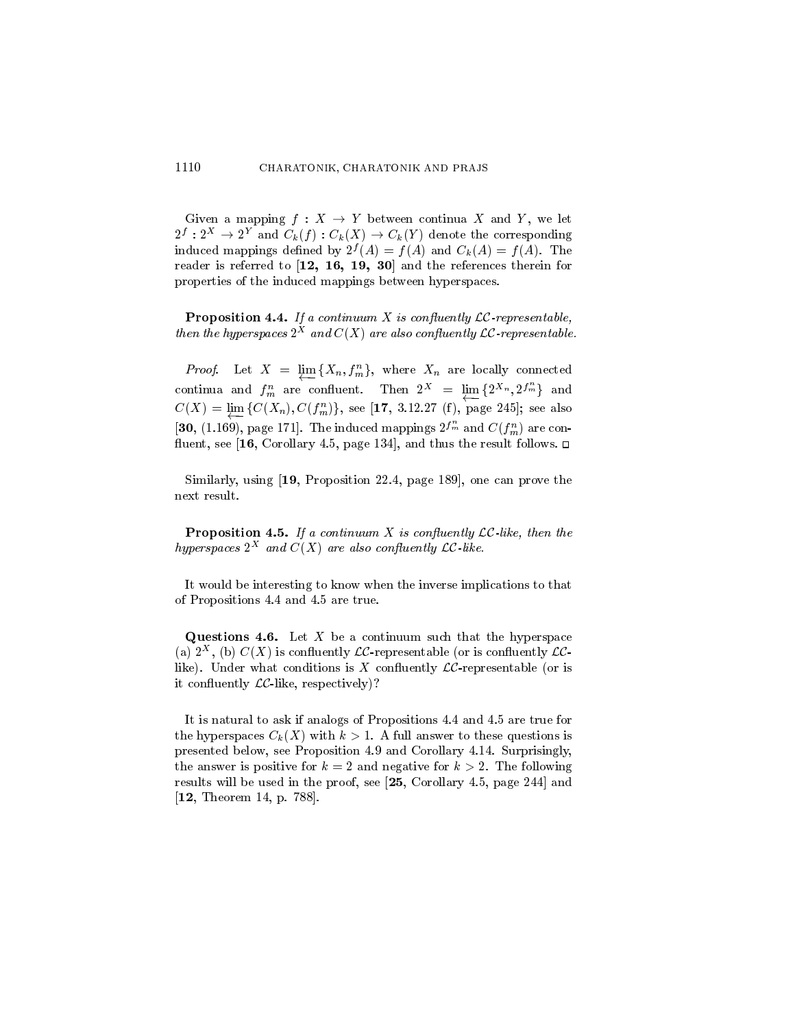Given a mapping $f : X \to Y$ between continua $X$ and $Y$, we let $2^f : 2^X \to 2^Y$ and $C_k(f) : C_k(X) \to C_k(Y)$ denote the corresponding induced mappings defined by $2^f(A) = f(A)$ and $C_k(A) = f(A)$. The reader is referred to [**12, 16, 19, 30**] and the references therein for properties of the induced mappings between hyperspaces.

**Proposition 4.4.** *If a continuum $X$ is confluently $\mathcal{LC}$-representable, then the hyperspaces $2^X$ and $C(X)$ are also confluently $\mathcal{LC}$-representable.*

*Proof.* Let $X = \varprojlim\{X_n, f_m^n\}$, where $X_n$ are locally connected continua and $f_m^n$ are confluent. Then $2^X = \varprojlim\{2^{X_n}, 2^{f_m^n}\}$ and $C(X) = \varprojlim\{C(X_n), C(f_m^n)\}$, see [**17**, 3.12.27 (f), page 245]; see also [**30**, (1.169), page 171]. The induced mappings $2^{f_m^n}$ and $C(f_m^n)$ are confluent, see [**16**, Corollary 4.5, page 134], and thus the result follows. □

Similarly, using [**19**, Proposition 22.4, page 189], one can prove the next result.

**Proposition 4.5.** *If a continuum $X$ is confluently $\mathcal{LC}$-like, then the hyperspaces $2^X$ and $C(X)$ are also confluently $\mathcal{LC}$-like.*

It would be interesting to know when the inverse implications to that of Propositions 4.4 and 4.5 are true.

**Questions 4.6.** Let $X$ be a continuum such that the hyperspace (a) $2^X$, (b) $C(X)$ is confluently $\mathcal{LC}$-representable (or is confluently $\mathcal{LC}$-like). Under what conditions is $X$ confluently $\mathcal{LC}$-representable (or is it confluently $\mathcal{LC}$-like, respectively)?

It is natural to ask if analogs of Propositions 4.4 and 4.5 are true for the hyperspaces $C_k(X)$ with $k > 1$. A full answer to these questions is presented below, see Proposition 4.9 and Corollary 4.14. Surprisingly, the answer is positive for $k = 2$ and negative for $k > 2$. The following results will be used in the proof, see [**25**, Corollary 4.5, page 244] and [**12**, Theorem 14, p. 788].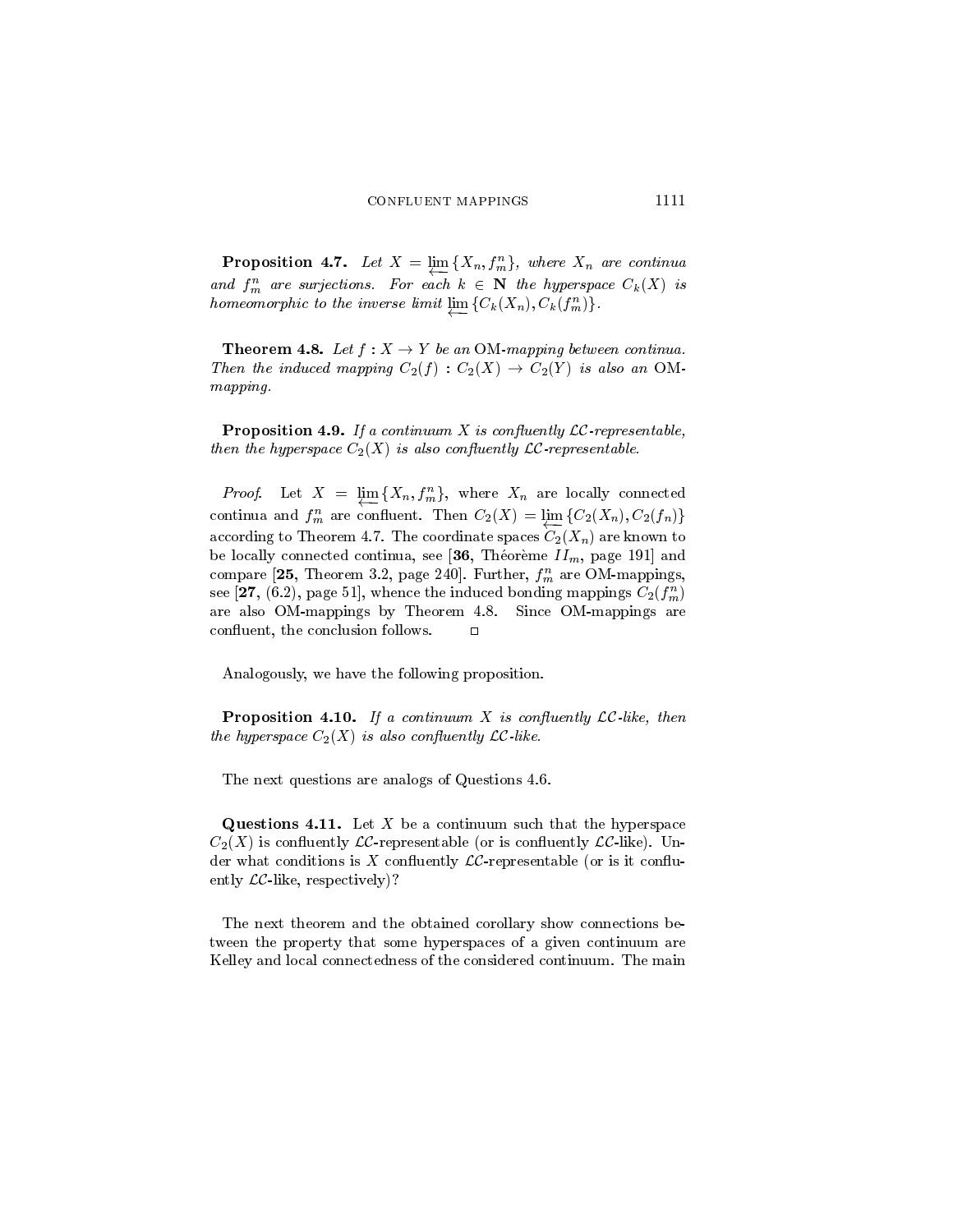**Proposition 4.7.** *Let $X = \varprojlim \{X_n, f_m^n\}$, where $X_n$ are continua and $f_m^n$ are surjections. For each $k \in \mathbf{N}$ the hyperspace $C_k(X)$ is homeomorphic to the inverse limit $\varprojlim \{C_k(X_n), C_k(f_m^n)\}$.*

**Theorem 4.8.** *Let $f : X \to Y$ be an* OM*-mapping between continua. Then the induced mapping $C_2(f) : C_2(X) \to C_2(Y)$ is also an* OM*-mapping.*

**Proposition 4.9.** *If a continuum $X$ is confluently $\mathcal{LC}$-representable, then the hyperspace $C_2(X)$ is also confluently $\mathcal{LC}$-representable.*

*Proof.* Let $X = \varprojlim \{X_n, f_m^n\}$, where $X_n$ are locally connected continua and $f_m^n$ are confluent. Then $C_2(X) = \varprojlim \{C_2(X_n), C_2(f_n)\}$ according to Theorem 4.7. The coordinate spaces $C_2(X_n)$ are known to be locally connected continua, see [**36**, Théorème $II_m$, page 191] and compare [**25**, Theorem 3.2, page 240]. Further, $f_m^n$ are OM-mappings, see [**27**, (6.2), page 51], whence the induced bonding mappings $C_2(f_m^n)$ are also OM-mappings by Theorem 4.8. Since OM-mappings are confluent, the conclusion follows. $\square$

Analogously, we have the following proposition.

**Proposition 4.10.** *If a continuum $X$ is confluently $\mathcal{LC}$-like, then the hyperspace $C_2(X)$ is also confluently $\mathcal{LC}$-like.*

The next questions are analogs of Questions 4.6.

**Questions 4.11.** Let $X$ be a continuum such that the hyperspace $C_2(X)$ is confluently $\mathcal{LC}$-representable (or is confluently $\mathcal{LC}$-like). Under what conditions is $X$ confluently $\mathcal{LC}$-representable (or is it confluently $\mathcal{LC}$-like, respectively)?

The next theorem and the obtained corollary show connections between the property that some hyperspaces of a given continuum are Kelley and local connectedness of the considered continuum. The main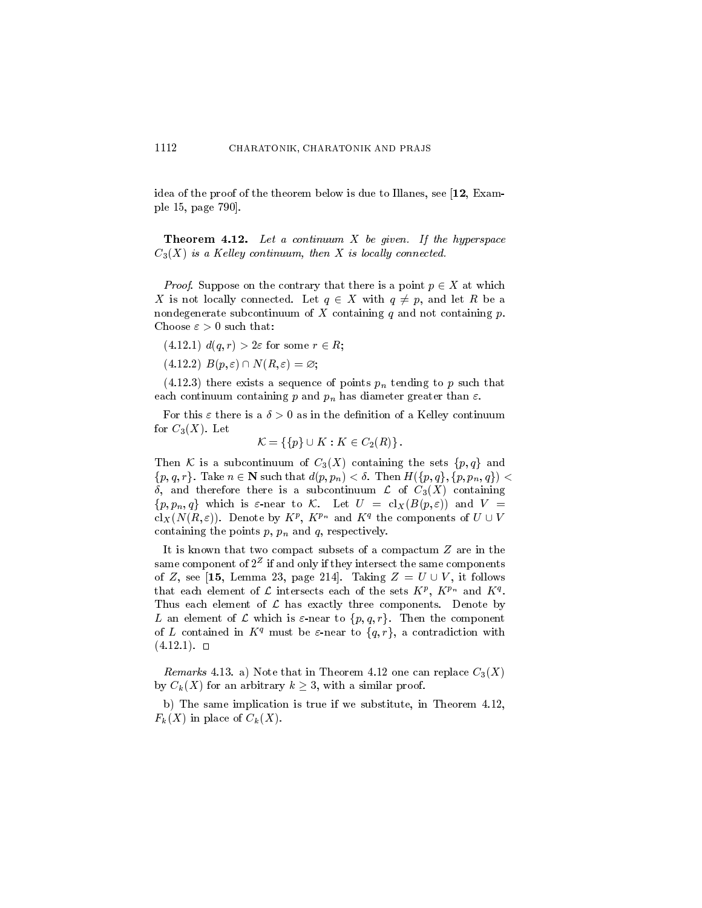idea of the proof of the theorem below is due to Illanes, see [**12**, Example 15, page 790].

**Theorem 4.12.** *Let a continuum $X$ be given. If the hyperspace $C_3(X)$ is a Kelley continuum, then $X$ is locally connected.*

*Proof*. Suppose on the contrary that there is a point $p \in X$ at which $X$ is not locally connected. Let $q \in X$ with $q \neq p$, and let $R$ be a nondegenerate subcontinuum of $X$ containing $q$ and not containing $p$. Choose $\varepsilon > 0$ such that:

(4.12.1) $d(q,r) > 2\varepsilon$ for some $r \in R$;

(4.12.2) $B(p,\varepsilon) \cap N(R,\varepsilon) = \varnothing$;

(4.12.3) there exists a sequence of points $p_n$ tending to $p$ such that each continuum containing $p$ and $p_n$ has diameter greater than $\varepsilon$.

For this $\varepsilon$ there is a $\delta > 0$ as in the definition of a Kelley continuum for $C_3(X)$. Let

$$\mathcal{K} = \{\{p\} \cup K : K \in C_2(R)\}.$$

Then $\mathcal{K}$ is a subcontinuum of $C_3(X)$ containing the sets $\{p,q\}$ and $\{p,q,r\}$. Take $n \in \mathbf{N}$ such that $d(p,p_n) < \delta$. Then $H(\{p,q\},\{p,p_n,q\}) < \delta$, and therefore there is a subcontinuum $\mathcal{L}$ of $C_3(X)$ containing $\{p,p_n,q\}$ which is $\varepsilon$-near to $\mathcal{K}$. Let $U = \mathrm{cl}_X(B(p,\varepsilon))$ and $V = \mathrm{cl}_X(N(R,\varepsilon))$. Denote by $K^p$, $K^{p_n}$ and $K^q$ the components of $U \cup V$ containing the points $p$, $p_n$ and $q$, respectively.

It is known that two compact subsets of a compactum $Z$ are in the same component of $2^Z$ if and only if they intersect the same components of $Z$, see [**15**, Lemma 23, page 214]. Taking $Z = U \cup V$, it follows that each element of $\mathcal{L}$ intersects each of the sets $K^p$, $K^{p_n}$ and $K^q$. Thus each element of $\mathcal{L}$ has exactly three components. Denote by $L$ an element of $\mathcal{L}$ which is $\varepsilon$-near to $\{p,q,r\}$. Then the component of $L$ contained in $K^q$ must be $\varepsilon$-near to $\{q,r\}$, a contradiction with (4.12.1). $\square$

*Remarks* 4.13. a) Note that in Theorem 4.12 one can replace $C_3(X)$ by $C_k(X)$ for an arbitrary $k \geq 3$, with a similar proof.

b) The same implication is true if we substitute, in Theorem 4.12, $F_k(X)$ in place of $C_k(X)$.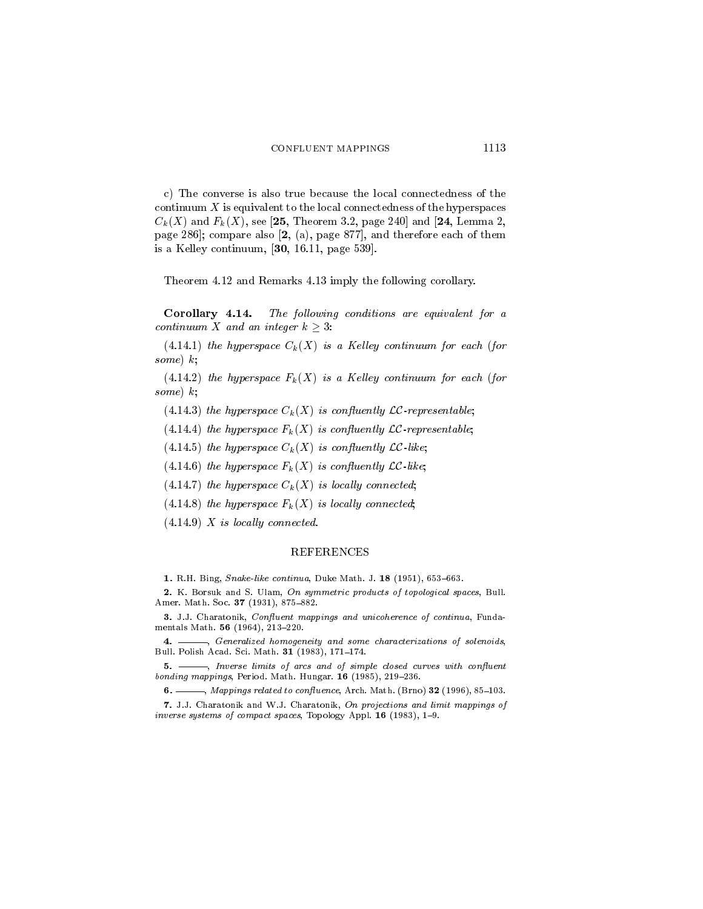c) The converse is also true because the local connectedness of the continuum $X$ is equivalent to the local connectedness of the hyperspaces $C_k(X)$ and $F_k(X)$, see [**25**, Theorem 3.2, page 240] and [**24**, Lemma 2, page 286]; compare also [**2**, (a), page 877], and therefore each of them is a Kelley continuum, [**30**, 16.11, page 539].

Theorem 4.12 and Remarks 4.13 imply the following corollary.

**Corollary 4.14.** *The following conditions are equivalent for a continuum $X$ and an integer $k \geq 3$:*

(4.14.1) *the hyperspace $C_k(X)$ is a Kelley continuum for each* (*for some*) $k$;

(4.14.2) *the hyperspace $F_k(X)$ is a Kelley continuum for each* (*for some*) $k$;

(4.14.3) *the hyperspace $C_k(X)$ is confluently $\mathcal{LC}$-representable*;

(4.14.4) *the hyperspace $F_k(X)$ is confluently $\mathcal{LC}$-representable*;

(4.14.5) *the hyperspace $C_k(X)$ is confluently $\mathcal{LC}$-like*;

(4.14.6) *the hyperspace $F_k(X)$ is confluently $\mathcal{LC}$-like*;

(4.14.7) *the hyperspace $C_k(X)$ is locally connected*;

(4.14.8) *the hyperspace $F_k(X)$ is locally connected*;

(4.14.9) *$X$ is locally connected.*

## REFERENCES

**1.** R.H. Bing, *Snake-like continua*, Duke Math. J. **18** (1951), 653–663.

**2.** K. Borsuk and S. Ulam, *On symmetric products of topological spaces*, Bull. Amer. Math. Soc. **37** (1931), 875–882.

**3.** J.J. Charatonik, *Confluent mappings and unicoherence of continua*, Fundamentals Math. **56** (1964), 213–220.

**4.** ———, *Generalized homogeneity and some characterizations of solenoids*, Bull. Polish Acad. Sci. Math. **31** (1983), 171–174.

**5.** ———, *Inverse limits of arcs and of simple closed curves with confluent bonding mappings*, Period. Math. Hungar. **16** (1985), 219–236.

**6.** ———, *Mappings related to confluence*, Arch. Math. (Brno) **32** (1996), 85–103.

**7.** J.J. Charatonik and W.J. Charatonik, *On projections and limit mappings of inverse systems of compact spaces*, Topology Appl. **16** (1983), 1–9.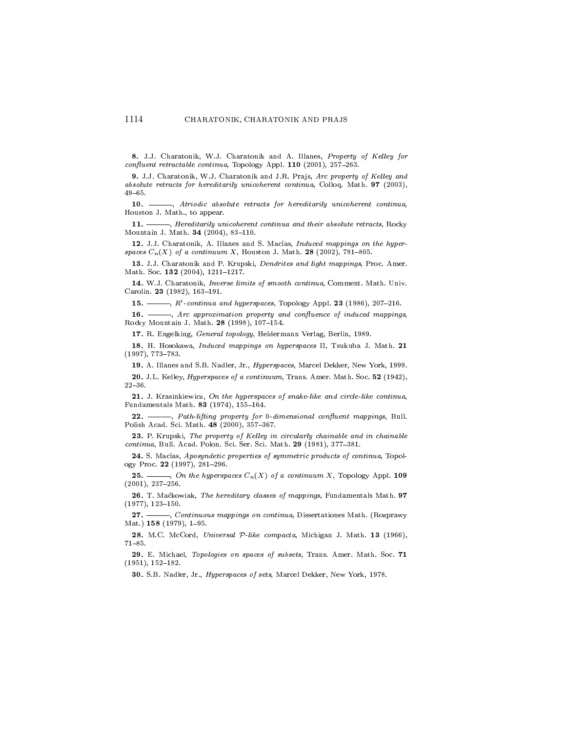**8.** J.J. Charatonik, W.J. Charatonik and A. Illanes, *Property of Kelley for confluent retractable continua*, Topology Appl. **110** (2001), 257–263.

**9.** J.J. Charatonik, W.J. Charatonik and J.R. Prajs, *Arc property of Kelley and absolute retracts for hereditarily unicoherent continua*, Colloq. Math. **97** (2003), 49–65.

**10.** ———, *Atriodic absolute retracts for hereditarily unicoherent continua*, Houston J. Math., to appear.

**11.** ———, *Hereditarily unicoherent continua and their absolute retracts*, Rocky Mountain J. Math. **34** (2004), 83–110.

**12.** J.J. Charatonik, A. Illanes and S. Macías, *Induced mappings on the hyperspaces $C_n(X)$ of a continuum $X$*, Houston J. Math. **28** (2002), 781–805.

**13.** J.J. Charatonik and P. Krupski, *Dendrites and light mappings*, Proc. Amer. Math. Soc. **132** (2004), 1211–1217.

**14.** W.J. Charatonik, *Inverse limits of smooth continua*, Comment. Math. Univ. Carolin. **23** (1982), 163–191.

**15.** ———, *$R^i$-continua and hyperspaces*, Topology Appl. **23** (1986), 207–216.

**16.** ———, *Arc approximation property and confluence of induced mappings*, Rocky Mountain J. Math. **28** (1998), 107–154.

**17.** R. Engelking, *General topology*, Heldermann Verlag, Berlin, 1989.

**18.** H. Hosokawa, *Induced mappings on hyperspaces* II, Tsukuba J. Math. **21** (1997), 773–783.

**19.** A. Illanes and S.B. Nadler, Jr., *Hyperspaces*, Marcel Dekker, New York, 1999.

**20.** J.L. Kelley, *Hyperspaces of a continuum*, Trans. Amer. Math. Soc. **52** (1942), 22–36.

**21.** J. Krasinkiewicz, *On the hyperspaces of snake-like and circle-like continua*, Fundamentals Math. **83** (1974), 155–164.

**22.** ———, *Path-lifting property for 0-dimensional confluent mappings*, Bull. Polish Acad. Sci. Math. **48** (2000), 357–367.

**23.** P. Krupski, *The property of Kelley in circularly chainable and in chainable continua*, Bull. Acad. Polon. Sci. Ser. Sci. Math. **29** (1981), 377–381.

**24.** S. Macías, *Aposyndetic properties of symmetric products of continua*, Topology Proc. **22** (1997), 281–296.

**25.** ———, *On the hyperspaces $C_n(X)$ of a continuum $X$*, Topology Appl. **109** (2001), 237–256.

**26.** T. Maćkowiak, *The hereditary classes of mappings*, Fundamentals Math. **97** (1977), 123–150.

**27.** ———, *Continuous mappings on continua*, Dissertationes Math. (Rozprawy Mat.) **158** (1979), 1–95.

**28.** M.C. McCord, *Universal $\mathcal{P}$-like compacta*, Michigan J. Math. **13** (1966), 71–85.

**29.** E. Michael, *Topologies on spaces of subsets*, Trans. Amer. Math. Soc. **71** (1951), 152–182.

**30.** S.B. Nadler, Jr., *Hyperspaces of sets*, Marcel Dekker, New York, 1978.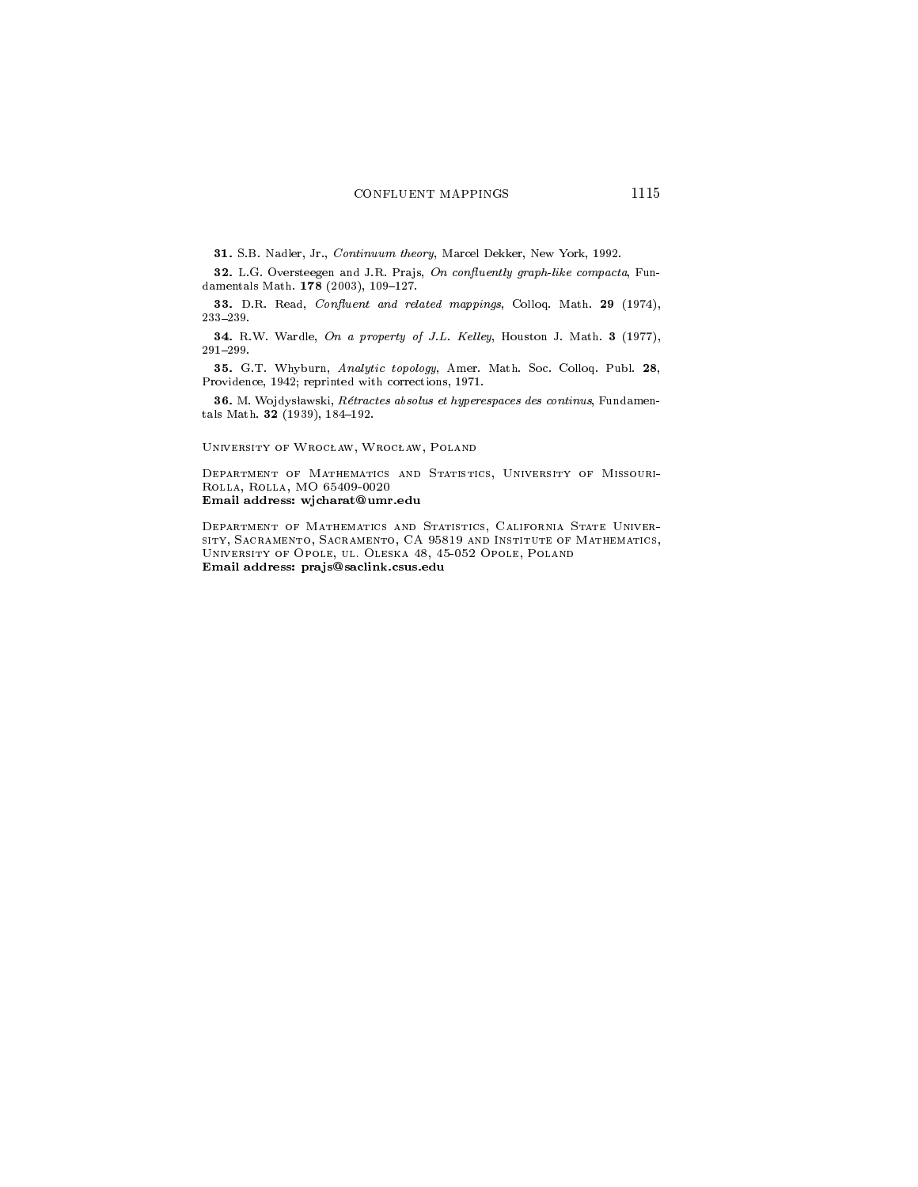**31.** S.B. Nadler, Jr., *Continuum theory*, Marcel Dekker, New York, 1992.

**32.** L.G. Oversteegen and J.R. Prajs, *On confluently graph-like compacta*, Fundamentals Math. **178** (2003), 109–127.

**33.** D.R. Read, *Confluent and related mappings*, Colloq. Math. **29** (1974), 233–239.

**34.** R.W. Wardle, *On a property of J.L. Kelley*, Houston J. Math. **3** (1977), 291–299.

**35.** G.T. Whyburn, *Analytic topology*, Amer. Math. Soc. Colloq. Publ. **28**, Providence, 1942; reprinted with corrections, 1971.

**36.** M. Wojdysławski, *Rétractes absolus et hyperespaces des continus*, Fundamentals Math. **32** (1939), 184–192.

University of Wrocław, Wrocław, Poland

Department of Mathematics and Statistics, University of Missouri-Rolla, Rolla, MO 65409-0020
**Email address: wjcharat@umr.edu**

Department of Mathematics and Statistics, California State University, Sacramento, Sacramento, CA 95819 and Institute of Mathematics, University of Opole, ul. Oleska 48, 45-052 Opole, Poland
**Email address: prajs@saclink.csus.edu**